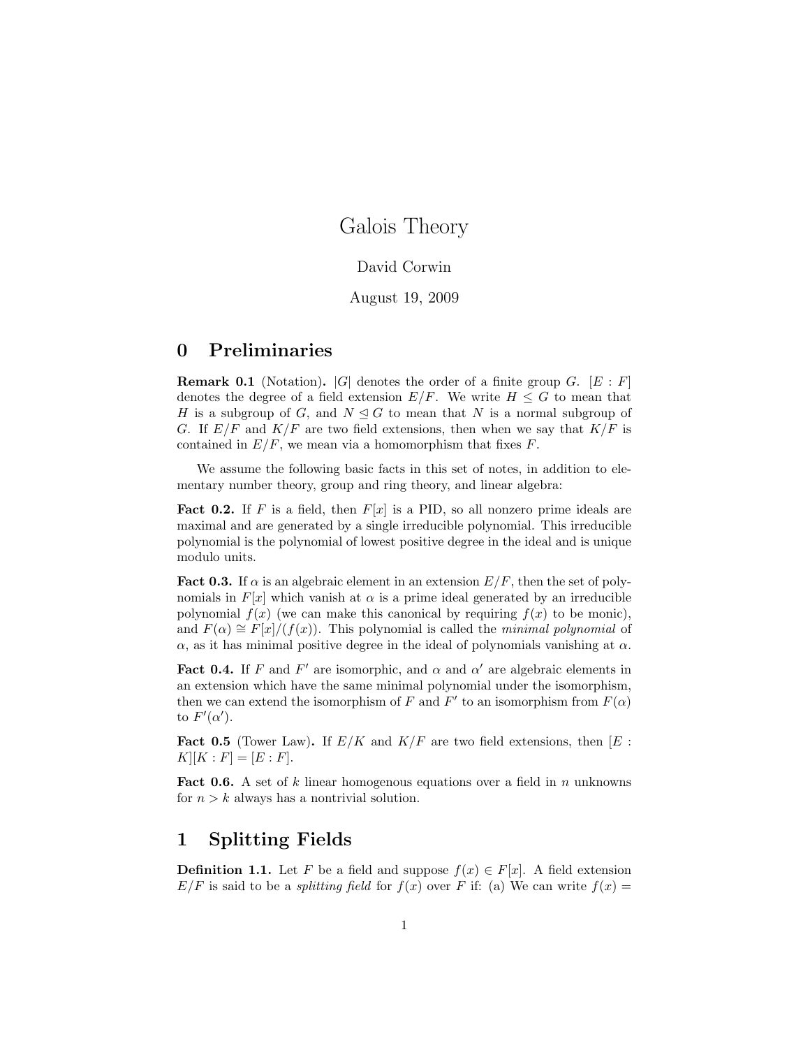# Galois Theory

David Corwin

August 19, 2009

## 0 Preliminaries

**Remark 0.1** (Notation)**.** $|G|$ denotes the order of a finite group $G$. $[E : F]$ denotes the degree of a field extension $E/F$. We write $H \leq G$ to mean that $H$ is a subgroup of $G$, and $N \trianglelefteq G$ to mean that $N$ is a normal subgroup of $G$. If $E/F$ and $K/F$ are two field extensions, then when we say that $K/F$ is contained in $E/F$, we mean via a homomorphism that fixes $F$.

We assume the following basic facts in this set of notes, in addition to elementary number theory, group and ring theory, and linear algebra:

**Fact 0.2.** If $F$ is a field, then $F[x]$ is a PID, so all nonzero prime ideals are maximal and are generated by a single irreducible polynomial. This irreducible polynomial is the polynomial of lowest positive degree in the ideal and is unique modulo units.

**Fact 0.3.** If $\alpha$ is an algebraic element in an extension $E/F$, then the set of polynomials in $F[x]$ which vanish at $\alpha$ is a prime ideal generated by an irreducible polynomial $f(x)$ (we can make this canonical by requiring $f(x)$ to be monic), and $F(\alpha) \cong F[x]/(f(x))$. This polynomial is called the *minimal polynomial* of $\alpha$, as it has minimal positive degree in the ideal of polynomials vanishing at $\alpha$.

**Fact 0.4.** If $F$ and $F'$ are isomorphic, and $\alpha$ and $\alpha'$ are algebraic elements in an extension which have the same minimal polynomial under the isomorphism, then we can extend the isomorphism of $F$ and $F'$ to an isomorphism from $F(\alpha)$ to $F'(\alpha')$.

**Fact 0.5** (Tower Law)**.** If $E/K$ and $K/F$ are two field extensions, then $[E : K][K : F] = [E : F]$.

**Fact 0.6.** A set of $k$ linear homogenous equations over a field in $n$ unknowns for $n > k$ always has a nontrivial solution.

## 1 Splitting Fields

**Definition 1.1.** Let $F$ be a field and suppose $f(x) \in F[x]$. A field extension $E/F$ is said to be a *splitting field* for $f(x)$ over $F$ if: (a) We can write $f(x) =$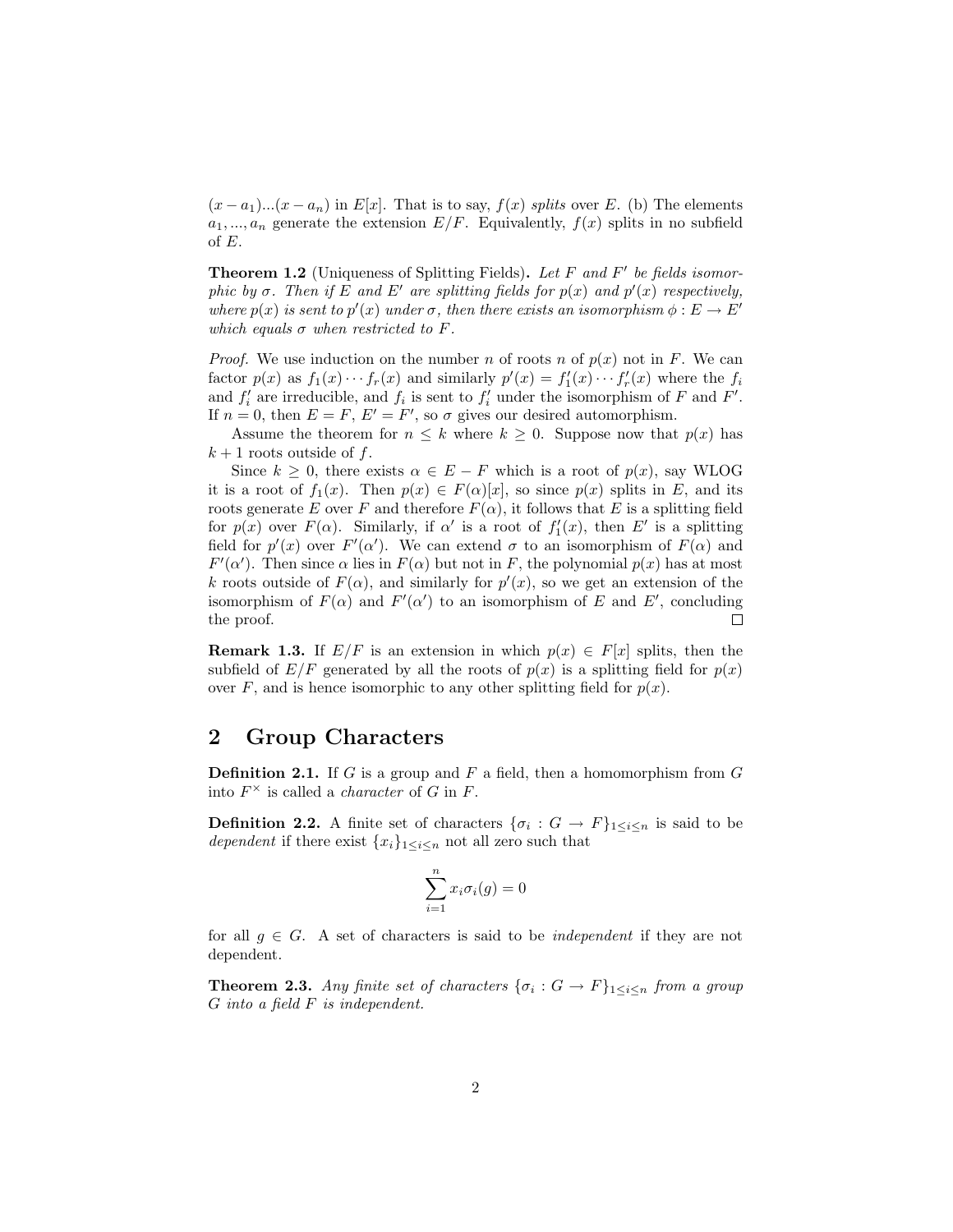$(x - a_1)...(x - a_n)$ in $E[x]$. That is to say, $f(x)$ *splits* over $E$. (b) The elements $a_1, ..., a_n$ generate the extension $E/F$. Equivalently, $f(x)$ splits in no subfield of $E$.

**Theorem 1.2** (Uniqueness of Splitting Fields)**.** *Let $F$ and $F'$ be fields isomorphic by $\sigma$. Then if $E$ and $E'$ are splitting fields for $p(x)$ and $p'(x)$ respectively, where $p(x)$ is sent to $p'(x)$ under $\sigma$, then there exists an isomorphism $\phi : E \to E'$ which equals $\sigma$ when restricted to $F$.*

*Proof.* We use induction on the number $n$ of roots $n$ of $p(x)$ not in $F$. We can factor $p(x)$ as $f_1(x) \cdots f_r(x)$ and similarly $p'(x) = f_1'(x) \cdots f_r'(x)$ where the $f_i$ and $f_i'$ are irreducible, and $f_i$ is sent to $f_i'$ under the isomorphism of $F$ and $F'$. If $n = 0$, then $E = F$, $E' = F'$, so $\sigma$ gives our desired automorphism.

Assume the theorem for $n \leq k$ where $k \geq 0$. Suppose now that $p(x)$ has $k + 1$ roots outside of $f$.

Since $k \geq 0$, there exists $\alpha \in E - F$ which is a root of $p(x)$, say WLOG it is a root of $f_1(x)$. Then $p(x) \in F(\alpha)[x]$, so since $p(x)$ splits in $E$, and its roots generate $E$ over $F$ and therefore $F(\alpha)$, it follows that $E$ is a splitting field for $p(x)$ over $F(\alpha)$. Similarly, if $\alpha'$ is a root of $f_1'(x)$, then $E'$ is a splitting field for $p'(x)$ over $F'(\alpha')$. We can extend $\sigma$ to an isomorphism of $F(\alpha)$ and $F'(\alpha')$. Then since $\alpha$ lies in $F(\alpha)$ but not in $F$, the polynomial $p(x)$ has at most $k$ roots outside of $F(\alpha)$, and similarly for $p'(x)$, so we get an extension of the isomorphism of $F(\alpha)$ and $F'(\alpha')$ to an isomorphism of $E$ and $E'$, concluding the proof. □

**Remark 1.3.** If $E/F$ is an extension in which $p(x) \in F[x]$ splits, then the subfield of $E/F$ generated by all the roots of $p(x)$ is a splitting field for $p(x)$ over $F$, and is hence isomorphic to any other splitting field for $p(x)$.

## 2 Group Characters

**Definition 2.1.** If $G$ is a group and $F$ a field, then a homomorphism from $G$ into $F^\times$ is called a *character* of $G$ in $F$.

**Definition 2.2.** A finite set of characters $\{\sigma_i : G \to F\}_{1 \leq i \leq n}$ is said to be *dependent* if there exist $\{x_i\}_{1 \leq i \leq n}$ not all zero such that

$$\sum_{i=1}^{n} x_i \sigma_i(g) = 0$$

for all $g \in G$. A set of characters is said to be *independent* if they are not dependent.

**Theorem 2.3.** *Any finite set of characters $\{\sigma_i : G \to F\}_{1 \leq i \leq n}$ from a group $G$ into a field $F$ is independent.*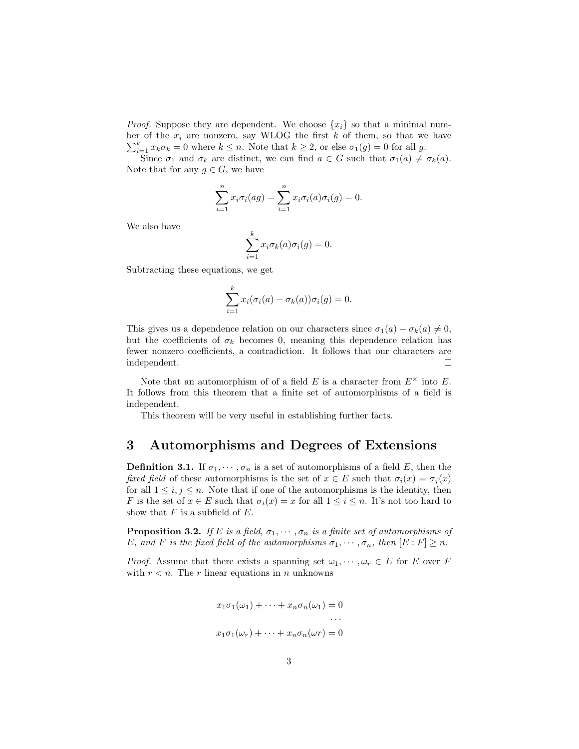*Proof.* Suppose they are dependent. We choose $\{x_i\}$ so that a minimal number of the $x_i$ are nonzero, say WLOG the first $k$ of them, so that we have $\sum_{i=1}^{k} x_k \sigma_k = 0$ where $k \leq n$. Note that $k \geq 2$, or else $\sigma_1(g) = 0$ for all $g$.

Since $\sigma_1$ and $\sigma_k$ are distinct, we can find $a \in G$ such that $\sigma_1(a) \neq \sigma_k(a)$. Note that for any $g \in G$, we have

$$\sum_{i=1}^{n} x_i \sigma_i(ag) = \sum_{i=1}^{n} x_i \sigma_i(a) \sigma_i(g) = 0.$$

We also have

$$\sum_{i=1}^{k} x_i \sigma_k(a) \sigma_i(g) = 0.$$

Subtracting these equations, we get

$$\sum_{i=1}^{k} x_i (\sigma_i(a) - \sigma_k(a)) \sigma_i(g) = 0.$$

This gives us a dependence relation on our characters since $\sigma_1(a) - \sigma_k(a) \neq 0$, but the coefficients of $\sigma_k$ becomes 0, meaning this dependence relation has fewer nonzero coefficients, a contradiction. It follows that our characters are independent. □

Note that an automorphism of of a field $E$ is a character from $E^\times$ into $E$. It follows from this theorem that a finite set of automorphisms of a field is independent.

This theorem will be very useful in establishing further facts.

## 3 Automorphisms and Degrees of Extensions

**Definition 3.1.** If $\sigma_1, \cdots, \sigma_n$ is a set of automorphisms of a field $E$, then the *fixed field* of these automorphisms is the set of $x \in E$ such that $\sigma_i(x) = \sigma_j(x)$ for all $1 \leq i, j \leq n$. Note that if one of the automorphisms is the identity, then $F$ is the set of $x \in E$ such that $\sigma_i(x) = x$ for all $1 \leq i \leq n$. It's not too hard to show that $F$ is a subfield of $E$.

**Proposition 3.2.** *If $E$ is a field, $\sigma_1, \cdots, \sigma_n$ is a finite set of automorphisms of $E$, and $F$ is the fixed field of the automorphisms $\sigma_1, \cdots, \sigma_n$, then $[E : F] \geq n$.*

*Proof.* Assume that there exists a spanning set $\omega_1, \cdots, \omega_r \in E$ for $E$ over $F$ with $r < n$. The $r$ linear equations in $n$ unknowns

$$x_1 \sigma_1(\omega_1) + \cdots + x_n \sigma_n(\omega_1) = 0$$
$$\cdots$$
$$x_1 \sigma_1(\omega_r) + \cdots + x_n \sigma_n(\omega r) = 0$$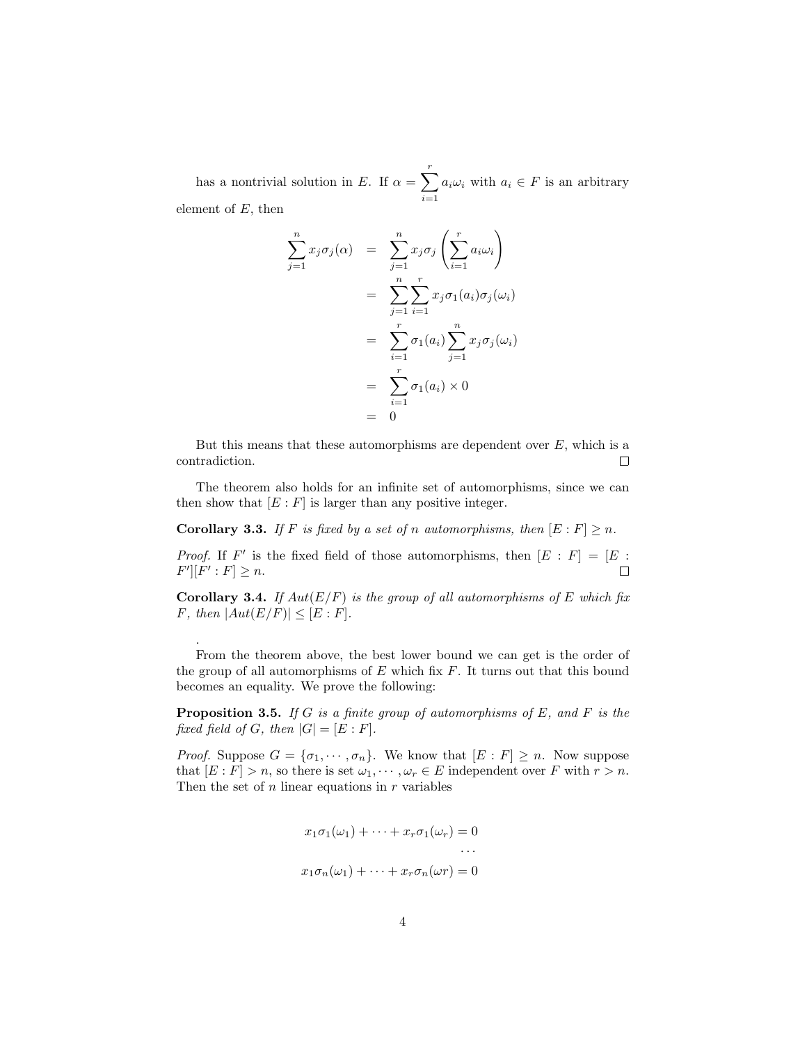has a nontrivial solution in $E$. If $\alpha = \sum_{i=1}^{r} a_i \omega_i$ with $a_i \in F$ is an arbitrary element of $E$, then

$$
\begin{aligned}
\sum_{j=1}^{n} x_j \sigma_j(\alpha) &= \sum_{j=1}^{n} x_j \sigma_j \left( \sum_{i=1}^{r} a_i \omega_i \right) \\
&= \sum_{j=1}^{n} \sum_{i=1}^{r} x_j \sigma_1(a_i) \sigma_j(\omega_i) \\
&= \sum_{i=1}^{r} \sigma_1(a_i) \sum_{j=1}^{n} x_j \sigma_j(\omega_i) \\
&= \sum_{i=1}^{r} \sigma_1(a_i) \times 0 \\
&= 0
\end{aligned}
$$

But this means that these automorphisms are dependent over $E$, which is a contradiction. □

The theorem also holds for an infinite set of automorphisms, since we can then show that $[E : F]$ is larger than any positive integer.

**Corollary 3.3.** *If $F$ is fixed by a set of $n$ automorphisms, then $[E : F] \geq n$.*

*Proof.* If $F'$ is the fixed field of those automorphisms, then $[E : F] = [E : F'][F' : F] \geq n$. □

**Corollary 3.4.** *If $Aut(E/F)$ is the group of all automorphisms of $E$ which fix $F$, then $|Aut(E/F)| \leq [E : F]$.*

.

From the theorem above, the best lower bound we can get is the order of the group of all automorphisms of $E$ which fix $F$. It turns out that this bound becomes an equality. We prove the following:

**Proposition 3.5.** *If $G$ is a finite group of automorphisms of $E$, and $F$ is the fixed field of $G$, then $|G| = [E : F]$.*

*Proof.* Suppose $G = \{\sigma_1, \cdots, \sigma_n\}$. We know that $[E : F] \geq n$. Now suppose that $[E : F] > n$, so there is set $\omega_1, \cdots, \omega_r \in E$ independent over $F$ with $r > n$. Then the set of $n$ linear equations in $r$ variables

$$
\begin{aligned}
x_1 \sigma_1(\omega_1) + \cdots + x_r \sigma_1(\omega_r) = 0 \\
\cdots \\
x_1 \sigma_n(\omega_1) + \cdots + x_r \sigma_n(\omega r) = 0
\end{aligned}
$$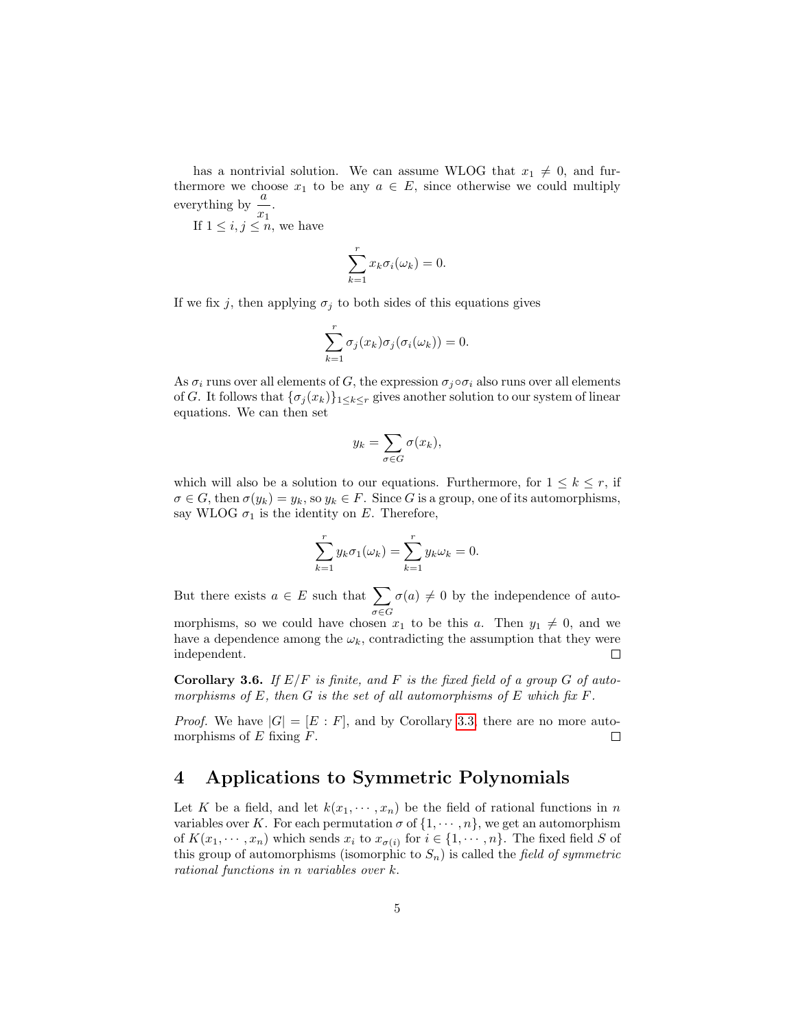has a nontrivial solution. We can assume WLOG that $x_1 \neq 0$, and furthermore we choose $x_1$ to be any $a \in E$, since otherwise we could multiply everything by $\frac{a}{x_1}$.

If $1 \leq i, j \leq n$, we have

$$\sum_{k=1}^{r} x_k \sigma_i(\omega_k) = 0.$$

If we fix $j$, then applying $\sigma_j$ to both sides of this equations gives

$$\sum_{k=1}^{r} \sigma_j(x_k)\sigma_j(\sigma_i(\omega_k)) = 0.$$

As $\sigma_i$ runs over all elements of $G$, the expression $\sigma_j \circ \sigma_i$ also runs over all elements of $G$. It follows that $\{\sigma_j(x_k)\}_{1 \leq k \leq r}$ gives another solution to our system of linear equations. We can then set

$$y_k = \sum_{\sigma \in G} \sigma(x_k),$$

which will also be a solution to our equations. Furthermore, for $1 \leq k \leq r$, if $\sigma \in G$, then $\sigma(y_k) = y_k$, so $y_k \in F$. Since $G$ is a group, one of its automorphisms, say WLOG $\sigma_1$ is the identity on $E$. Therefore,

$$\sum_{k=1}^{r} y_k \sigma_1(\omega_k) = \sum_{k=1}^{r} y_k \omega_k = 0.$$

But there exists $a \in E$ such that $\sum_{\sigma \in G} \sigma(a) \neq 0$ by the independence of automorphisms, so we could have chosen $x_1$ to be this $a$. Then $y_1 \neq 0$, and we have a dependence among the $\omega_k$, contradicting the assumption that they were independent. □

**Corollary 3.6.** *If $E/F$ is finite, and $F$ is the fixed field of a group $G$ of automorphisms of $E$, then $G$ is the set of all automorphisms of $E$ which fix $F$.*

*Proof.* We have $|G| = [E : F]$, and by Corollary 3.3, there are no more automorphisms of $E$ fixing $F$. □

## 4 Applications to Symmetric Polynomials

Let $K$ be a field, and let $k(x_1, \cdots, x_n)$ be the field of rational functions in $n$ variables over $K$. For each permutation $\sigma$ of $\{1, \cdots, n\}$, we get an automorphism of $K(x_1, \cdots, x_n)$ which sends $x_i$ to $x_{\sigma(i)}$ for $i \in \{1, \cdots, n\}$. The fixed field $S$ of this group of automorphisms (isomorphic to $S_n$) is called the *field of symmetric rational functions in $n$ variables over $k$.*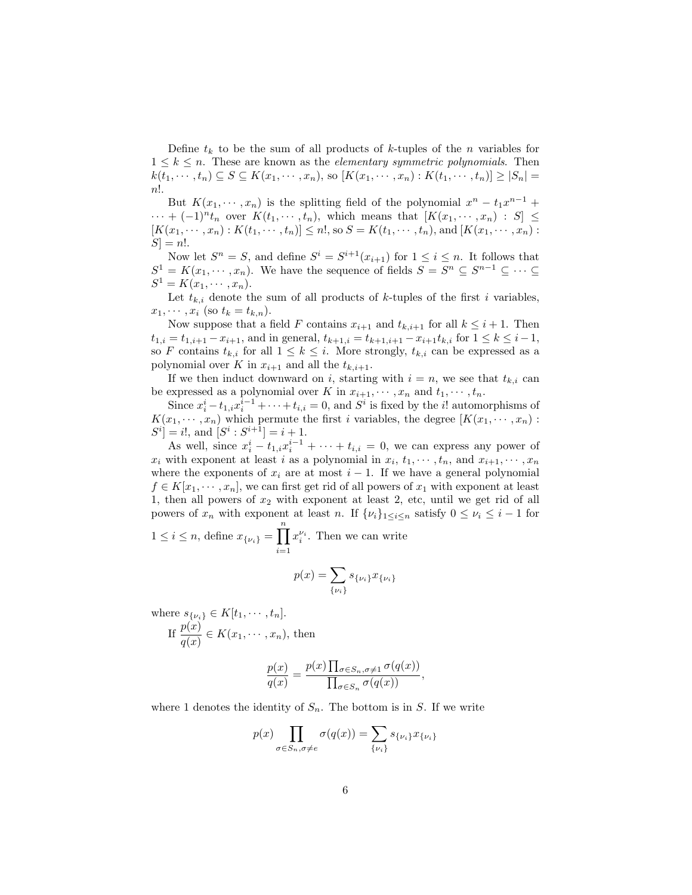Define $t_k$ to be the sum of all products of $k$-tuples of the $n$ variables for $1 \leq k \leq n$. These are known as the *elementary symmetric polynomials*. Then $k(t_1, \cdots, t_n) \subseteq S \subseteq K(x_1, \cdots, x_n)$, so $[K(x_1, \cdots, x_n) : K(t_1, \cdots, t_n)] \geq |S_n| = n!$.

But $K(x_1, \cdots, x_n)$ is the splitting field of the polynomial $x^n - t_1 x^{n-1} + \cdots + (-1)^n t_n$ over $K(t_1, \cdots, t_n)$, which means that $[K(x_1, \cdots, x_n) : S] \leq [K(x_1, \cdots, x_n) : K(t_1, \cdots, t_n)] \leq n!$, so $S = K(t_1, \cdots, t_n)$, and $[K(x_1, \cdots, x_n) : S] = n!$.

Now let $S^n = S$, and define $S^i = S^{i+1}(x_{i+1})$ for $1 \leq i \leq n$. It follows that $S^1 = K(x_1, \cdots, x_n)$. We have the sequence of fields $S = S^n \subseteq S^{n-1} \subseteq \cdots \subseteq S^1 = K(x_1, \cdots, x_n)$.

Let $t_{k,i}$ denote the sum of all products of $k$-tuples of the first $i$ variables, $x_1, \cdots, x_i$ (so $t_k = t_{k,n}$).

Now suppose that a field $F$ contains $x_{i+1}$ and $t_{k,i+1}$ for all $k \leq i+1$. Then $t_{1,i} = t_{1,i+1} - x_{i+1}$, and in general, $t_{k+1,i} = t_{k+1,i+1} - x_{i+1} t_{k,i}$ for $1 \leq k \leq i-1$, so $F$ contains $t_{k,i}$ for all $1 \leq k \leq i$. More strongly, $t_{k,i}$ can be expressed as a polynomial over $K$ in $x_{i+1}$ and all the $t_{k,i+1}$.

If we then induct downward on $i$, starting with $i = n$, we see that $t_{k,i}$ can be expressed as a polynomial over $K$ in $x_{i+1}, \cdots, x_n$ and $t_1, \cdots, t_n$.

Since $x_i^i - t_{1,i} x_i^{i-1} + \cdots + t_{i,i} = 0$, and $S^i$ is fixed by the $i!$ automorphisms of $K(x_1, \cdots, x_n)$ which permute the first $i$ variables, the degree $[K(x_1, \cdots, x_n) : S^i] = i!$, and $[S^i : S^{i+1}] = i+1$.

As well, since $x_i^i - t_{1,i} x_i^{i-1} + \cdots + t_{i,i} = 0$, we can express any power of $x_i$ with exponent at least $i$ as a polynomial in $x_i$, $t_1, \cdots, t_n$, and $x_{i+1}, \cdots, x_n$ where the exponents of $x_i$ are at most $i-1$. If we have a general polynomial $f \in K[x_1, \cdots, x_n]$, we can first get rid of all powers of $x_1$ with exponent at least 1, then all powers of $x_2$ with exponent at least 2, etc, until we get rid of all powers of $x_n$ with exponent at least $n$. If $\{\nu_i\}_{1 \leq i \leq n}$ satisfy $0 \leq \nu_i \leq i-1$ for $1 \leq i \leq n$, define $x_{\{\nu_i\}} = \displaystyle\prod_{i=1}^{n} x_i^{\nu_i}$. Then we can write

$$p(x) = \sum_{\{\nu_i\}} s_{\{\nu_i\}} x_{\{\nu_i\}}$$

where $s_{\{\nu_i\}} \in K[t_1, \cdots, t_n]$.

If $\dfrac{p(x)}{q(x)} \in K(x_1, \cdots, x_n)$, then

$$\frac{p(x)}{q(x)} = \frac{p(x) \prod_{\sigma \in S_n, \sigma \neq 1} \sigma(q(x))}{\prod_{\sigma \in S_n} \sigma(q(x))},$$

where 1 denotes the identity of $S_n$. The bottom is in $S$. If we write

$$p(x) \prod_{\sigma \in S_n, \sigma \neq e} \sigma(q(x)) = \sum_{\{\nu_i\}} s_{\{\nu_i\}} x_{\{\nu_i\}}$$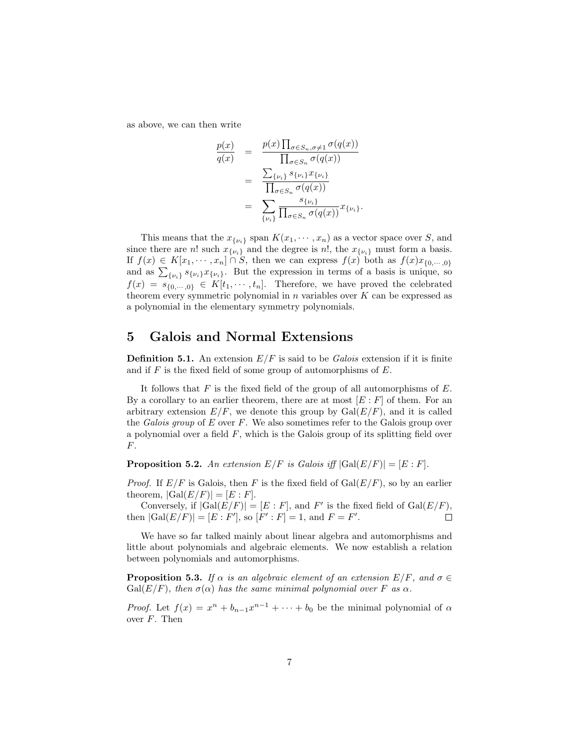as above, we can then write

$$
\begin{aligned}
\frac{p(x)}{q(x)} &= \frac{p(x)\prod_{\sigma\in S_n,\sigma\neq 1}\sigma(q(x))}{\prod_{\sigma\in S_n}\sigma(q(x))} \\
&= \frac{\sum_{\{\nu_i\}} s_{\{\nu_i\}} x_{\{\nu_i\}}}{\prod_{\sigma\in S_n}\sigma(q(x))} \\
&= \sum_{\{\nu_i\}} \frac{s_{\{\nu_i\}}}{\prod_{\sigma\in S_n}\sigma(q(x))} x_{\{\nu_i\}}.
\end{aligned}
$$

This means that the $x_{\{\nu_i\}}$ span $K(x_1, \cdots, x_n)$ as a vector space over $S$, and since there are $n!$ such $x_{\{\nu_i\}}$ and the degree is $n!$, the $x_{\{\nu_i\}}$ must form a basis. If $f(x) \in K[x_1, \cdots, x_n] \cap S$, then we can express $f(x)$ both as $f(x)x_{\{0,\cdots,0\}}$ and as $\sum_{\{\nu_i\}} s_{\{\nu_i\}} x_{\{\nu_i\}}$. But the expression in terms of a basis is unique, so $f(x) = s_{\{0,\cdots,0\}} \in K[t_1, \cdots, t_n]$. Therefore, we have proved the celebrated theorem every symmetric polynomial in $n$ variables over $K$ can be expressed as a polynomial in the elementary symmetry polynomials.

## 5 Galois and Normal Extensions

**Definition 5.1.** An extension $E/F$ is said to be *Galois* extension if it is finite and if $F$ is the fixed field of some group of automorphisms of $E$.

It follows that $F$ is the fixed field of the group of all automorphisms of $E$. By a corollary to an earlier theorem, there are at most $[E : F]$ of them. For an arbitrary extension $E/F$, we denote this group by $\mathrm{Gal}(E/F)$, and it is called the *Galois group* of $E$ over $F$. We also sometimes refer to the Galois group over a polynomial over a field $F$, which is the Galois group of its splitting field over $F$.

**Proposition 5.2.** *An extension $E/F$ is Galois iff $|\mathrm{Gal}(E/F)| = [E : F]$.*

*Proof.* If $E/F$ is Galois, then $F$ is the fixed field of $\mathrm{Gal}(E/F)$, so by an earlier theorem, $|\mathrm{Gal}(E/F)| = [E : F]$.

Conversely, if $|\mathrm{Gal}(E/F)| = [E : F]$, and $F'$ is the fixed field of $\mathrm{Gal}(E/F)$, then $|\mathrm{Gal}(E/F)| = [E : F']$, so $[F' : F] = 1$, and $F = F'$. □

We have so far talked mainly about linear algebra and automorphisms and little about polynomials and algebraic elements. We now establish a relation between polynomials and automorphisms.

**Proposition 5.3.** *If $\alpha$ is an algebraic element of an extension $E/F$, and $\sigma \in \mathrm{Gal}(E/F)$, then $\sigma(\alpha)$ has the same minimal polynomial over $F$ as $\alpha$.*

*Proof.* Let $f(x) = x^n + b_{n-1}x^{n-1} + \cdots + b_0$ be the minimal polynomial of $\alpha$ over $F$. Then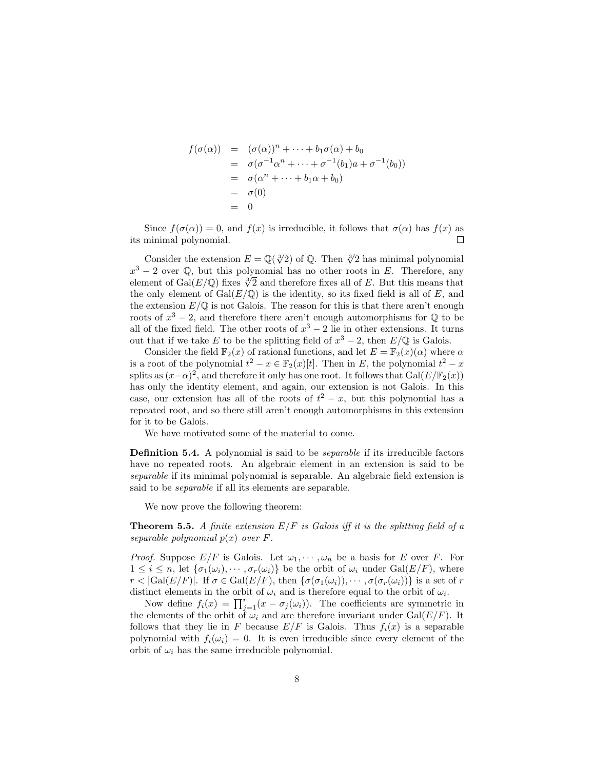$$
\begin{aligned}
f(\sigma(\alpha)) &= (\sigma(\alpha))^n + \cdots + b_1\sigma(\alpha) + b_0 \\
&= \sigma(\sigma^{-1}\alpha^n + \cdots + \sigma^{-1}(b_1)a + \sigma^{-1}(b_0)) \\
&= \sigma(\alpha^n + \cdots + b_1\alpha + b_0) \\
&= \sigma(0) \\
&= 0
\end{aligned}
$$

Since $f(\sigma(\alpha)) = 0$, and $f(x)$ is irreducible, it follows that $\sigma(\alpha)$ has $f(x)$ as its minimal polynomial. ☐

Consider the extension $E = \mathbb{Q}(\sqrt[3]{2})$ of $\mathbb{Q}$. Then $\sqrt[3]{2}$ has minimal polynomial $x^3 - 2$ over $\mathbb{Q}$, but this polynomial has no other roots in $E$. Therefore, any element of $\mathrm{Gal}(E/\mathbb{Q})$ fixes $\sqrt[3]{2}$ and therefore fixes all of $E$. But this means that the only element of $\mathrm{Gal}(E/\mathbb{Q})$ is the identity, so its fixed field is all of $E$, and the extension $E/\mathbb{Q}$ is not Galois. The reason for this is that there aren't enough roots of $x^3 - 2$, and therefore there aren't enough automorphisms for $\mathbb{Q}$ to be all of the fixed field. The other roots of $x^3 - 2$ lie in other extensions. It turns out that if we take $E$ to be the splitting field of $x^3 - 2$, then $E/\mathbb{Q}$ is Galois.

Consider the field $\mathbb{F}_2(x)$ of rational functions, and let $E = \mathbb{F}_2(x)(\alpha)$ where $\alpha$ is a root of the polynomial $t^2 - x \in \mathbb{F}_2(x)[t]$. Then in $E$, the polynomial $t^2 - x$ splits as $(x-\alpha)^2$, and therefore it only has one root. It follows that $\mathrm{Gal}(E/\mathbb{F}_2(x))$ has only the identity element, and again, our extension is not Galois. In this case, our extension has all of the roots of $t^2 - x$, but this polynomial has a repeated root, and so there still aren't enough automorphisms in this extension for it to be Galois.

We have motivated some of the material to come.

**Definition 5.4.** A polynomial is said to be *separable* if its irreducible factors have no repeated roots. An algebraic element in an extension is said to be *separable* if its minimal polynomial is separable. An algebraic field extension is said to be *separable* if all its elements are separable.

We now prove the following theorem:

**Theorem 5.5.** *A finite extension $E/F$ is Galois iff it is the splitting field of a separable polynomial $p(x)$ over $F$.*

*Proof.* Suppose $E/F$ is Galois. Let $\omega_1, \cdots, \omega_n$ be a basis for $E$ over $F$. For $1 \le i \le n$, let $\{\sigma_1(\omega_i), \cdots, \sigma_r(\omega_i)\}$ be the orbit of $\omega_i$ under $\mathrm{Gal}(E/F)$, where $r < |\mathrm{Gal}(E/F)|$. If $\sigma \in \mathrm{Gal}(E/F)$, then $\{\sigma(\sigma_1(\omega_i)), \cdots, \sigma(\sigma_r(\omega_i))\}$ is a set of $r$ distinct elements in the orbit of $\omega_i$ and is therefore equal to the orbit of $\omega_i$.

Now define $f_i(x) = \prod_{j=1}^{r}(x - \sigma_j(\omega_i))$. The coefficients are symmetric in the elements of the orbit of $\omega_i$ and are therefore invariant under $\mathrm{Gal}(E/F)$. It follows that they lie in $F$ because $E/F$ is Galois. Thus $f_i(x)$ is a separable polynomial with $f_i(\omega_i) = 0$. It is even irreducible since every element of the orbit of $\omega_i$ has the same irreducible polynomial.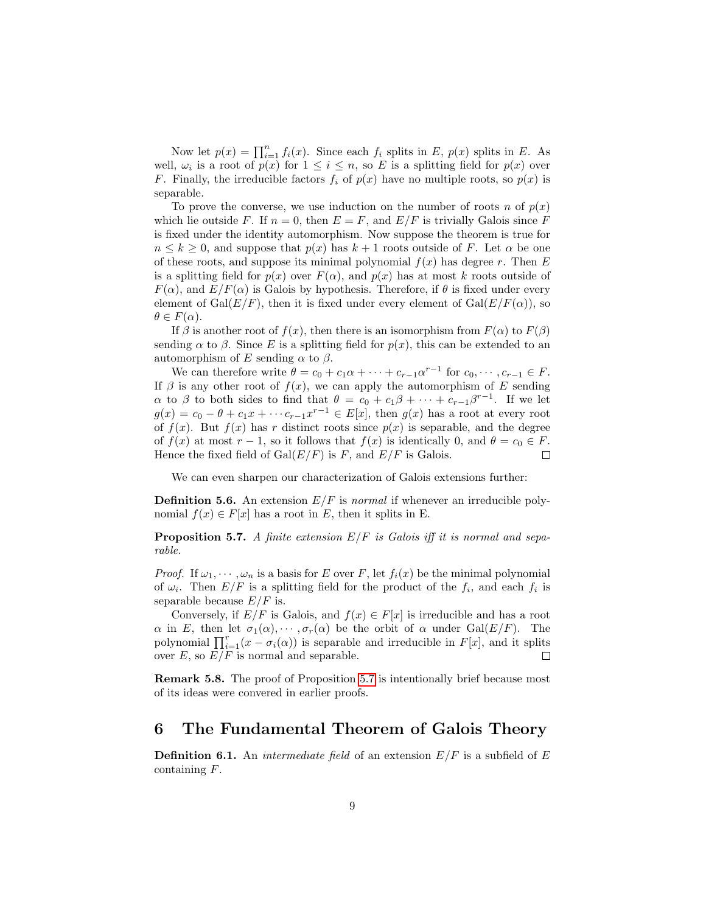Now let $p(x) = \prod_{i=1}^{n} f_i(x)$. Since each $f_i$ splits in $E$, $p(x)$ splits in $E$. As well, $\omega_i$ is a root of $p(x)$ for $1 \leq i \leq n$, so $E$ is a splitting field for $p(x)$ over $F$. Finally, the irreducible factors $f_i$ of $p(x)$ have no multiple roots, so $p(x)$ is separable.

To prove the converse, we use induction on the number of roots $n$ of $p(x)$ which lie outside $F$. If $n = 0$, then $E = F$, and $E/F$ is trivially Galois since $F$ is fixed under the identity automorphism. Now suppose the theorem is true for $n \leq k \geq 0$, and suppose that $p(x)$ has $k+1$ roots outside of $F$. Let $\alpha$ be one of these roots, and suppose its minimal polynomial $f(x)$ has degree $r$. Then $E$ is a splitting field for $p(x)$ over $F(\alpha)$, and $p(x)$ has at most $k$ roots outside of $F(\alpha)$, and $E/F(\alpha)$ is Galois by hypothesis. Therefore, if $\theta$ is fixed under every element of $\mathrm{Gal}(E/F)$, then it is fixed under every element of $\mathrm{Gal}(E/F(\alpha))$, so $\theta \in F(\alpha)$.

If $\beta$ is another root of $f(x)$, then there is an isomorphism from $F(\alpha)$ to $F(\beta)$ sending $\alpha$ to $\beta$. Since $E$ is a splitting field for $p(x)$, this can be extended to an automorphism of $E$ sending $\alpha$ to $\beta$.

We can therefore write $\theta = c_0 + c_1\alpha + \cdots + c_{r-1}\alpha^{r-1}$ for $c_0, \cdots, c_{r-1} \in F$. If $\beta$ is any other root of $f(x)$, we can apply the automorphism of $E$ sending $\alpha$ to $\beta$ to both sides to find that $\theta = c_0 + c_1\beta + \cdots + c_{r-1}\beta^{r-1}$. If we let $g(x) = c_0 - \theta + c_1 x + \cdots c_{r-1}x^{r-1} \in E[x]$, then $g(x)$ has a root at every root of $f(x)$. But $f(x)$ has $r$ distinct roots since $p(x)$ is separable, and the degree of $f(x)$ at most $r-1$, so it follows that $f(x)$ is identically 0, and $\theta = c_0 \in F$. Hence the fixed field of $\mathrm{Gal}(E/F)$ is $F$, and $E/F$ is Galois. □

We can even sharpen our characterization of Galois extensions further:

**Definition 5.6.** An extension $E/F$ is *normal* if whenever an irreducible polynomial $f(x) \in F[x]$ has a root in $E$, then it splits in E.

**Proposition 5.7.** *A finite extension $E/F$ is Galois iff it is normal and separable.*

*Proof.* If $\omega_1, \cdots, \omega_n$ is a basis for $E$ over $F$, let $f_i(x)$ be the minimal polynomial of $\omega_i$. Then $E/F$ is a splitting field for the product of the $f_i$, and each $f_i$ is separable because $E/F$ is.

Conversely, if $E/F$ is Galois, and $f(x) \in F[x]$ is irreducible and has a root $\alpha$ in $E$, then let $\sigma_1(\alpha), \cdots, \sigma_r(\alpha)$ be the orbit of $\alpha$ under $\mathrm{Gal}(E/F)$. The polynomial $\prod_{i=1}^{r}(x - \sigma_i(\alpha))$ is separable and irreducible in $F[x]$, and it splits over $E$, so $E/F$ is normal and separable. □

**Remark 5.8.** The proof of Proposition 5.7 is intentionally brief because most of its ideas were convered in earlier proofs.

# 6 The Fundamental Theorem of Galois Theory

**Definition 6.1.** An *intermediate field* of an extension $E/F$ is a subfield of $E$ containing $F$.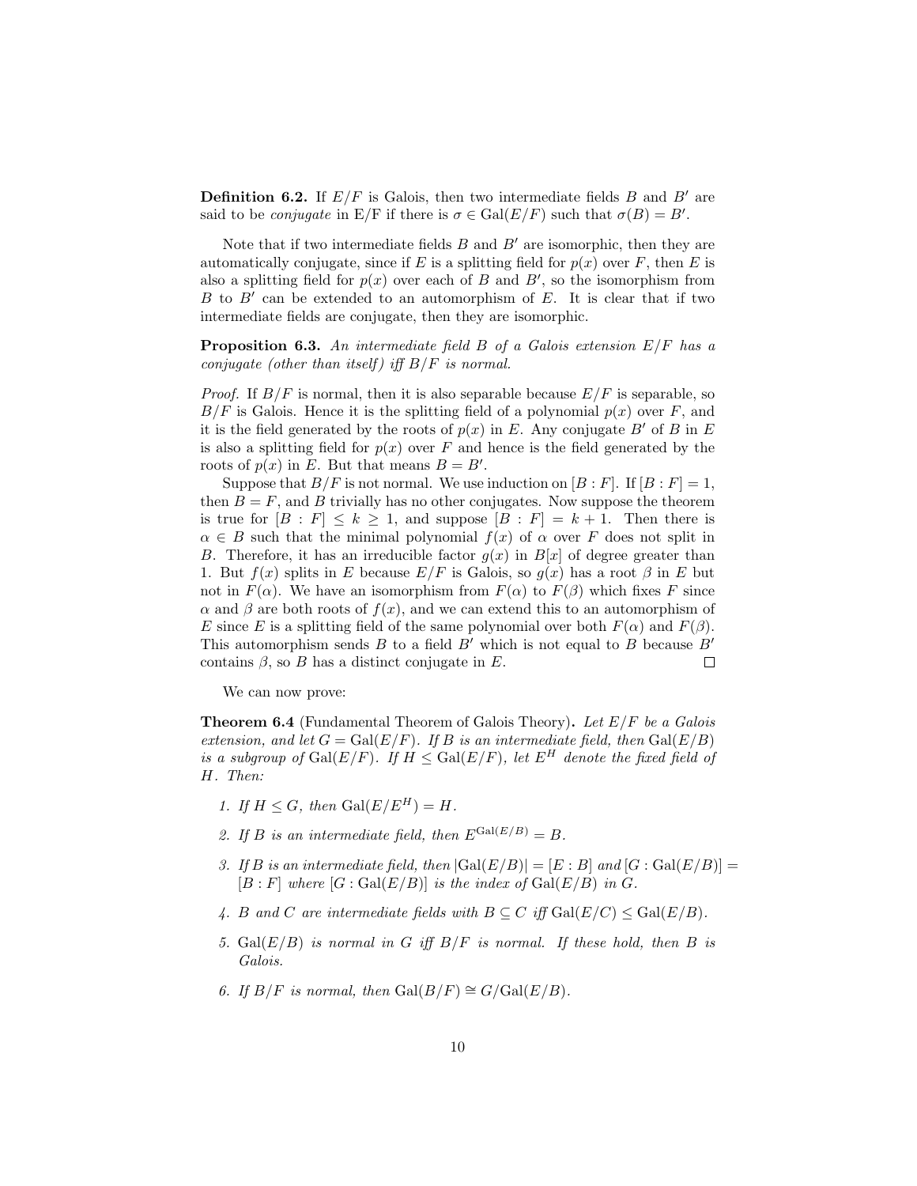**Definition 6.2.** If $E/F$ is Galois, then two intermediate fields $B$ and $B'$ are said to be *conjugate* in E/F if there is $\sigma \in \mathrm{Gal}(E/F)$ such that $\sigma(B) = B'$.

Note that if two intermediate fields $B$ and $B'$ are isomorphic, then they are automatically conjugate, since if $E$ is a splitting field for $p(x)$ over $F$, then $E$ is also a splitting field for $p(x)$ over each of $B$ and $B'$, so the isomorphism from $B$ to $B'$ can be extended to an automorphism of $E$. It is clear that if two intermediate fields are conjugate, then they are isomorphic.

**Proposition 6.3.** *An intermediate field $B$ of a Galois extension $E/F$ has a conjugate (other than itself) iff $B/F$ is normal.*

*Proof.* If $B/F$ is normal, then it is also separable because $E/F$ is separable, so $B/F$ is Galois. Hence it is the splitting field of a polynomial $p(x)$ over $F$, and it is the field generated by the roots of $p(x)$ in $E$. Any conjugate $B'$ of $B$ in $E$ is also a splitting field for $p(x)$ over $F$ and hence is the field generated by the roots of $p(x)$ in $E$. But that means $B = B'$.

Suppose that $B/F$ is not normal. We use induction on $[B : F]$. If $[B : F] = 1$, then $B = F$, and $B$ trivially has no other conjugates. Now suppose the theorem is true for $[B : F] \leq k \geq 1$, and suppose $[B : F] = k + 1$. Then there is $\alpha \in B$ such that the minimal polynomial $f(x)$ of $\alpha$ over $F$ does not split in $B$. Therefore, it has an irreducible factor $g(x)$ in $B[x]$ of degree greater than 1. But $f(x)$ splits in $E$ because $E/F$ is Galois, so $g(x)$ has a root $\beta$ in $E$ but not in $F(\alpha)$. We have an isomorphism from $F(\alpha)$ to $F(\beta)$ which fixes $F$ since $\alpha$ and $\beta$ are both roots of $f(x)$, and we can extend this to an automorphism of $E$ since $E$ is a splitting field of the same polynomial over both $F(\alpha)$ and $F(\beta)$. This automorphism sends $B$ to a field $B'$ which is not equal to $B$ because $B'$ contains $\beta$, so $B$ has a distinct conjugate in $E$. $\square$

We can now prove:

**Theorem 6.4** (Fundamental Theorem of Galois Theory)**.** *Let $E/F$ be a Galois extension, and let $G = \mathrm{Gal}(E/F)$. If $B$ is an intermediate field, then $\mathrm{Gal}(E/B)$ is a subgroup of $\mathrm{Gal}(E/F)$. If $H \leq \mathrm{Gal}(E/F)$, let $E^H$ denote the fixed field of $H$. Then:*

1. *If $H \leq G$, then $\mathrm{Gal}(E/E^H) = H$.*
2. *If $B$ is an intermediate field, then $E^{\mathrm{Gal}(E/B)} = B$.*
3. *If $B$ is an intermediate field, then $|\mathrm{Gal}(E/B)| = [E : B]$ and $[G : \mathrm{Gal}(E/B)] = [B : F]$ where $[G : \mathrm{Gal}(E/B)]$ is the index of $\mathrm{Gal}(E/B)$ in $G$.*
4. *$B$ and $C$ are intermediate fields with $B \subseteq C$ iff $\mathrm{Gal}(E/C) \leq \mathrm{Gal}(E/B)$.*
5. *$\mathrm{Gal}(E/B)$ is normal in $G$ iff $B/F$ is normal. If these hold, then $B$ is Galois.*
6. *If $B/F$ is normal, then $\mathrm{Gal}(B/F) \cong G/\mathrm{Gal}(E/B)$.*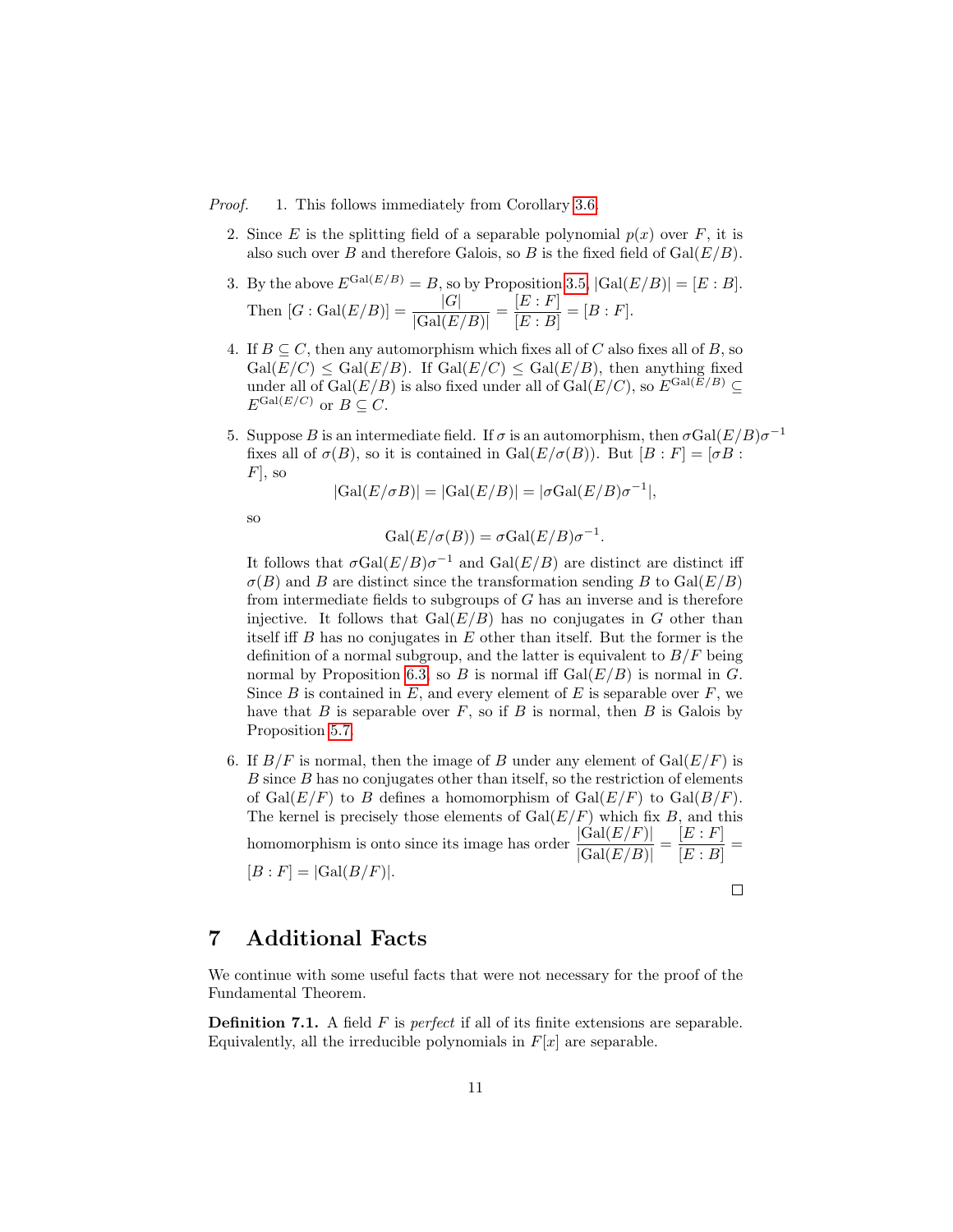*Proof.* 1. This follows immediately from Corollary 3.6.

2. Since $E$ is the splitting field of a separable polynomial $p(x)$ over $F$, it is also such over $B$ and therefore Galois, so $B$ is the fixed field of $\mathrm{Gal}(E/B)$.

3. By the above $E^{\mathrm{Gal}(E/B)} = B$, so by Proposition 3.5, $|\mathrm{Gal}(E/B)| = [E : B]$. Then $[G : \mathrm{Gal}(E/B)] = \dfrac{|G|}{|\mathrm{Gal}(E/B)|} = \dfrac{[E : F]}{[E : B]} = [B : F]$.

4. If $B \subseteq C$, then any automorphism which fixes all of $C$ also fixes all of $B$, so $\mathrm{Gal}(E/C) \leq \mathrm{Gal}(E/B)$. If $\mathrm{Gal}(E/C) \leq \mathrm{Gal}(E/B)$, then anything fixed under all of $\mathrm{Gal}(E/B)$ is also fixed under all of $\mathrm{Gal}(E/C)$, so $E^{\mathrm{Gal}(E/B)} \subseteq E^{\mathrm{Gal}(E/C)}$ or $B \subseteq C$.

5. Suppose $B$ is an intermediate field. If $\sigma$ is an automorphism, then $\sigma \mathrm{Gal}(E/B)\sigma^{-1}$ fixes all of $\sigma(B)$, so it is contained in $\mathrm{Gal}(E/\sigma(B))$. But $[B : F] = [\sigma B : F]$, so

$$|\mathrm{Gal}(E/\sigma B)| = |\mathrm{Gal}(E/B)| = |\sigma \mathrm{Gal}(E/B)\sigma^{-1}|,$$

so

$$\mathrm{Gal}(E/\sigma(B)) = \sigma \mathrm{Gal}(E/B)\sigma^{-1}.$$

It follows that $\sigma \mathrm{Gal}(E/B)\sigma^{-1}$ and $\mathrm{Gal}(E/B)$ are distinct are distinct iff $\sigma(B)$ and $B$ are distinct since the transformation sending $B$ to $\mathrm{Gal}(E/B)$ from intermediate fields to subgroups of $G$ has an inverse and is therefore injective. It follows that $\mathrm{Gal}(E/B)$ has no conjugates in $G$ other than itself iff $B$ has no conjugates in $E$ other than itself. But the former is the definition of a normal subgroup, and the latter is equivalent to $B/F$ being normal by Proposition 6.3, so $B$ is normal iff $\mathrm{Gal}(E/B)$ is normal in $G$. Since $B$ is contained in $E$, and every element of $E$ is separable over $F$, we have that $B$ is separable over $F$, so if $B$ is normal, then $B$ is Galois by Proposition 5.7.

6. If $B/F$ is normal, then the image of $B$ under any element of $\mathrm{Gal}(E/F)$ is $B$ since $B$ has no conjugates other than itself, so the restriction of elements of $\mathrm{Gal}(E/F)$ to $B$ defines a homomorphism of $\mathrm{Gal}(E/F)$ to $\mathrm{Gal}(B/F)$. The kernel is precisely those elements of $\mathrm{Gal}(E/F)$ which fix $B$, and this homomorphism is onto since its image has order $\dfrac{|\mathrm{Gal}(E/F)|}{|\mathrm{Gal}(E/B)|} = \dfrac{[E : F]}{[E : B]} = [B : F] = |\mathrm{Gal}(B/F)|$.

□

## 7 Additional Facts

We continue with some useful facts that were not necessary for the proof of the Fundamental Theorem.

**Definition 7.1.** A field $F$ is *perfect* if all of its finite extensions are separable. Equivalently, all the irreducible polynomials in $F[x]$ are separable.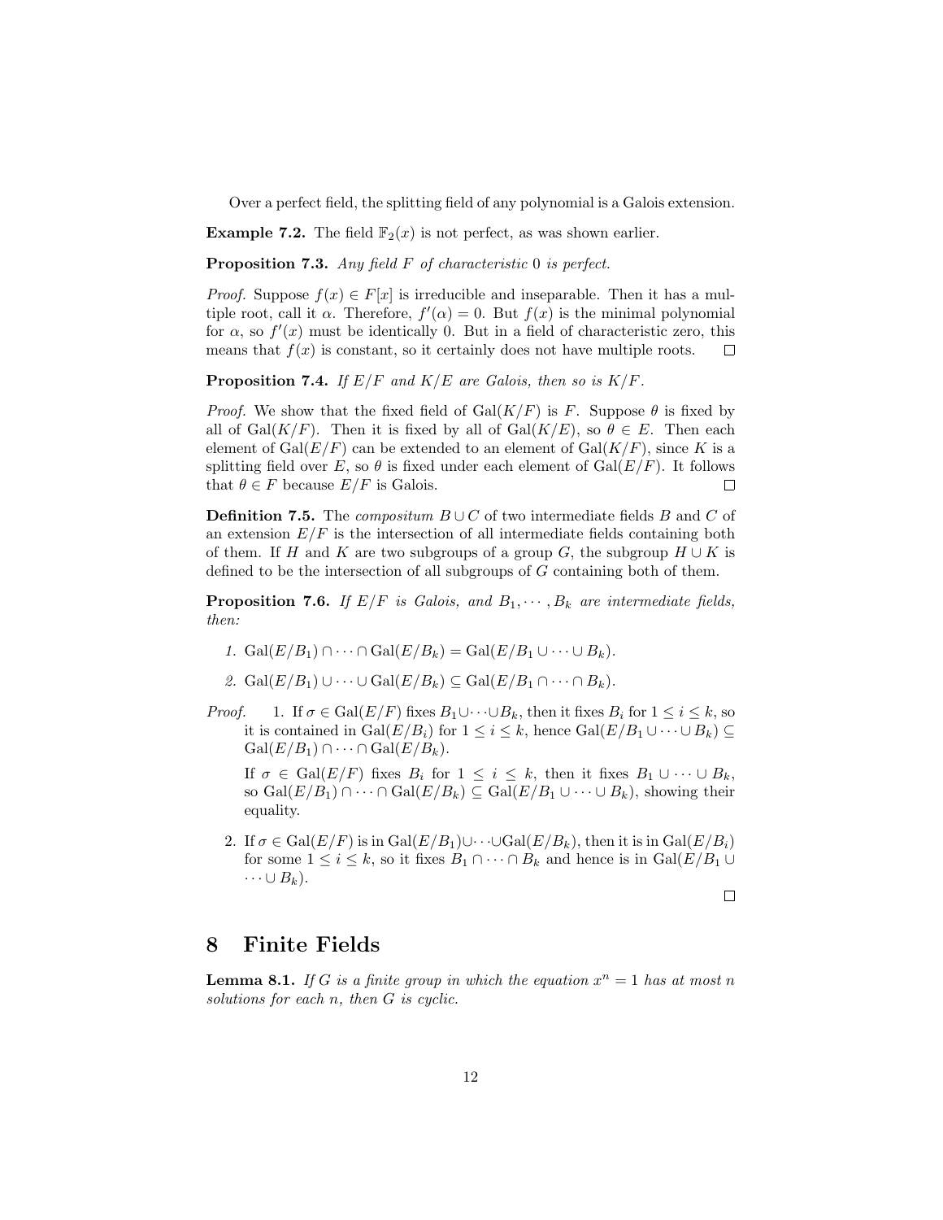Over a perfect field, the splitting field of any polynomial is a Galois extension.

**Example 7.2.** The field $\mathbb{F}_2(x)$ is not perfect, as was shown earlier.

**Proposition 7.3.** *Any field $F$ of characteristic 0 is perfect.*

*Proof.* Suppose $f(x) \in F[x]$ is irreducible and inseparable. Then it has a multiple root, call it $\alpha$. Therefore, $f'(\alpha) = 0$. But $f(x)$ is the minimal polynomial for $\alpha$, so $f'(x)$ must be identically 0. But in a field of characteristic zero, this means that $f(x)$ is constant, so it certainly does not have multiple roots. $\square$

**Proposition 7.4.** *If $E/F$ and $K/E$ are Galois, then so is $K/F$.*

*Proof.* We show that the fixed field of $\mathrm{Gal}(K/F)$ is $F$. Suppose $\theta$ is fixed by all of $\mathrm{Gal}(K/F)$. Then it is fixed by all of $\mathrm{Gal}(K/E)$, so $\theta \in E$. Then each element of $\mathrm{Gal}(E/F)$ can be extended to an element of $\mathrm{Gal}(K/F)$, since $K$ is a splitting field over $E$, so $\theta$ is fixed under each element of $\mathrm{Gal}(E/F)$. It follows that $\theta \in F$ because $E/F$ is Galois. $\square$

**Definition 7.5.** The *compositum* $B \cup C$ of two intermediate fields $B$ and $C$ of an extension $E/F$ is the intersection of all intermediate fields containing both of them. If $H$ and $K$ are two subgroups of a group $G$, the subgroup $H \cup K$ is defined to be the intersection of all subgroups of $G$ containing both of them.

**Proposition 7.6.** *If $E/F$ is Galois, and $B_1, \cdots, B_k$ are intermediate fields, then:*

1. $\mathrm{Gal}(E/B_1) \cap \cdots \cap \mathrm{Gal}(E/B_k) = \mathrm{Gal}(E/B_1 \cup \cdots \cup B_k)$.
2. $\mathrm{Gal}(E/B_1) \cup \cdots \cup \mathrm{Gal}(E/B_k) \subseteq \mathrm{Gal}(E/B_1 \cap \cdots \cap B_k)$.

*Proof.*

1. If $\sigma \in \mathrm{Gal}(E/F)$ fixes $B_1 \cup \cdots \cup B_k$, then it fixes $B_i$ for $1 \leq i \leq k$, so it is contained in $\mathrm{Gal}(E/B_i)$ for $1 \leq i \leq k$, hence $\mathrm{Gal}(E/B_1 \cup \cdots \cup B_k) \subseteq \mathrm{Gal}(E/B_1) \cap \cdots \cap \mathrm{Gal}(E/B_k)$.

   If $\sigma \in \mathrm{Gal}(E/F)$ fixes $B_i$ for $1 \leq i \leq k$, then it fixes $B_1 \cup \cdots \cup B_k$, so $\mathrm{Gal}(E/B_1) \cap \cdots \cap \mathrm{Gal}(E/B_k) \subseteq \mathrm{Gal}(E/B_1 \cup \cdots \cup B_k)$, showing their equality.

2. If $\sigma \in \mathrm{Gal}(E/F)$ is in $\mathrm{Gal}(E/B_1) \cup \cdots \cup \mathrm{Gal}(E/B_k)$, then it is in $\mathrm{Gal}(E/B_i)$ for some $1 \leq i \leq k$, so it fixes $B_1 \cap \cdots \cap B_k$ and hence is in $\mathrm{Gal}(E/B_1 \cup \cdots \cup B_k)$.

$\square$

# 8 Finite Fields

**Lemma 8.1.** *If $G$ is a finite group in which the equation $x^n = 1$ has at most $n$ solutions for each $n$, then $G$ is cyclic.*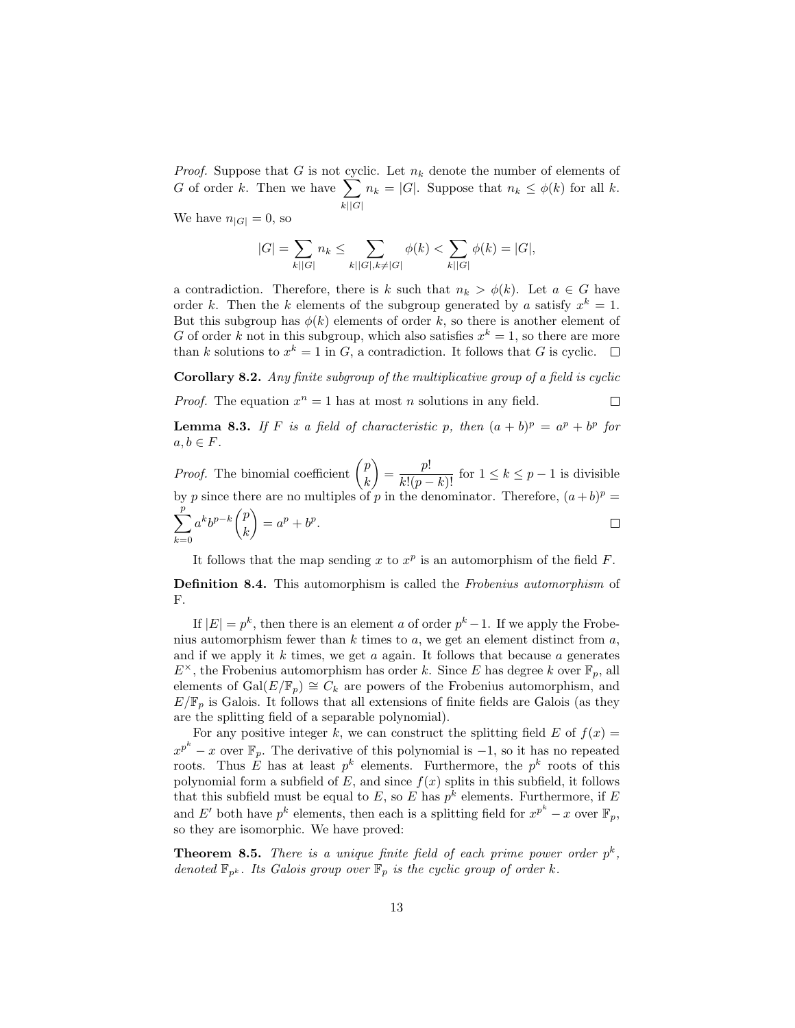*Proof.* Suppose that $G$ is not cyclic. Let $n_k$ denote the number of elements of $G$ of order $k$. Then we have $\sum_{k||G|} n_k = |G|$. Suppose that $n_k \leq \phi(k)$ for all $k$. We have $n_{|G|} = 0$, so

$$|G| = \sum_{k||G|} n_k \leq \sum_{k||G|, k \neq |G|} \phi(k) < \sum_{k||G|} \phi(k) = |G|,$$

a contradiction. Therefore, there is $k$ such that $n_k > \phi(k)$. Let $a \in G$ have order $k$. Then the $k$ elements of the subgroup generated by $a$ satisfy $x^k = 1$. But this subgroup has $\phi(k)$ elements of order $k$, so there is another element of $G$ of order $k$ not in this subgroup, which also satisfies $x^k = 1$, so there are more than $k$ solutions to $x^k = 1$ in $G$, a contradiction. It follows that $G$ is cyclic. □

**Corollary 8.2.** *Any finite subgroup of the multiplicative group of a field is cyclic*

*Proof.* The equation $x^n = 1$ has at most $n$ solutions in any field. □

**Lemma 8.3.** *If $F$ is a field of characteristic $p$, then $(a+b)^p = a^p + b^p$ for $a, b \in F$.*

*Proof.* The binomial coefficient $\binom{p}{k} = \frac{p!}{k!(p-k)!}$ for $1 \leq k \leq p-1$ is divisible by $p$ since there are no multiples of $p$ in the denominator. Therefore, $(a+b)^p = \sum_{k=0}^{p} a^k b^{p-k} \binom{p}{k} = a^p + b^p$. □

It follows that the map sending $x$ to $x^p$ is an automorphism of the field $F$.

**Definition 8.4.** This automorphism is called the *Frobenius automorphism* of F.

If $|E| = p^k$, then there is an element $a$ of order $p^k - 1$. If we apply the Frobenius automorphism fewer than $k$ times to $a$, we get an element distinct from $a$, and if we apply it $k$ times, we get $a$ again. It follows that because $a$ generates $E^\times$, the Frobenius automorphism has order $k$. Since $E$ has degree $k$ over $\mathbb{F}_p$, all elements of $\mathrm{Gal}(E/\mathbb{F}_p) \cong C_k$ are powers of the Frobenius automorphism, and $E/\mathbb{F}_p$ is Galois. It follows that all extensions of finite fields are Galois (as they are the splitting field of a separable polynomial).

For any positive integer $k$, we can construct the splitting field $E$ of $f(x) = x^{p^k} - x$ over $\mathbb{F}_p$. The derivative of this polynomial is $-1$, so it has no repeated roots. Thus $E$ has at least $p^k$ elements. Furthermore, the $p^k$ roots of this polynomial form a subfield of $E$, and since $f(x)$ splits in this subfield, it follows that this subfield must be equal to $E$, so $E$ has $p^k$ elements. Furthermore, if $E$ and $E'$ both have $p^k$ elements, then each is a splitting field for $x^{p^k} - x$ over $\mathbb{F}_p$, so they are isomorphic. We have proved:

**Theorem 8.5.** *There is a unique finite field of each prime power order $p^k$, denoted $\mathbb{F}_{p^k}$. Its Galois group over $\mathbb{F}_p$ is the cyclic group of order $k$.*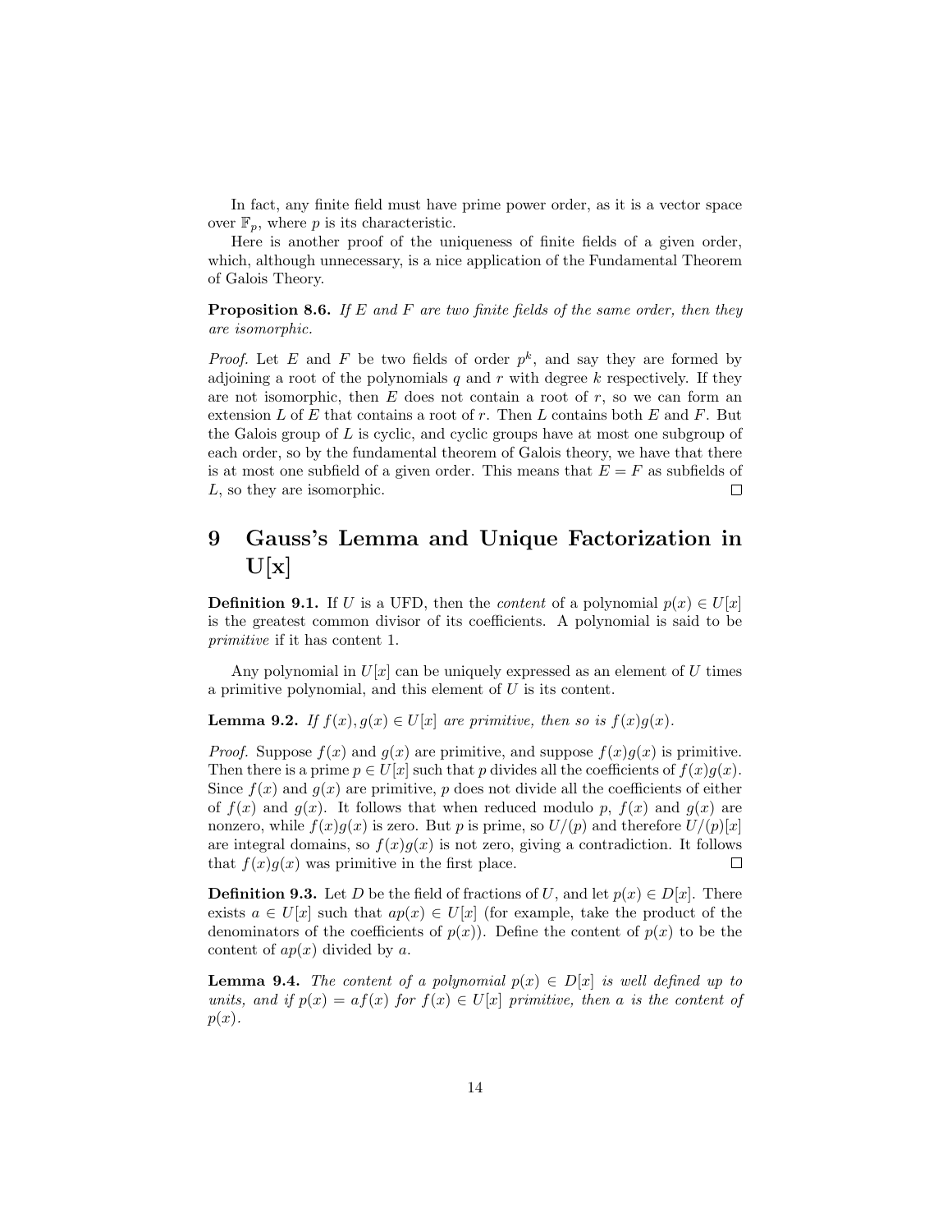In fact, any finite field must have prime power order, as it is a vector space over $\mathbb{F}_p$, where $p$ is its characteristic.

Here is another proof of the uniqueness of finite fields of a given order, which, although unnecessary, is a nice application of the Fundamental Theorem of Galois Theory.

**Proposition 8.6.** *If $E$ and $F$ are two finite fields of the same order, then they are isomorphic.*

*Proof.* Let $E$ and $F$ be two fields of order $p^k$, and say they are formed by adjoining a root of the polynomials $q$ and $r$ with degree $k$ respectively. If they are not isomorphic, then $E$ does not contain a root of $r$, so we can form an extension $L$ of $E$ that contains a root of $r$. Then $L$ contains both $E$ and $F$. But the Galois group of $L$ is cyclic, and cyclic groups have at most one subgroup of each order, so by the fundamental theorem of Galois theory, we have that there is at most one subfield of a given order. This means that $E = F$ as subfields of $L$, so they are isomorphic. $\square$

# 9 Gauss's Lemma and Unique Factorization in U[x]

**Definition 9.1.** If $U$ is a UFD, then the *content* of a polynomial $p(x) \in U[x]$ is the greatest common divisor of its coefficients. A polynomial is said to be *primitive* if it has content 1.

Any polynomial in $U[x]$ can be uniquely expressed as an element of $U$ times a primitive polynomial, and this element of $U$ is its content.

**Lemma 9.2.** *If $f(x), g(x) \in U[x]$ are primitive, then so is $f(x)g(x)$.*

*Proof.* Suppose $f(x)$ and $g(x)$ are primitive, and suppose $f(x)g(x)$ is primitive. Then there is a prime $p \in U[x]$ such that $p$ divides all the coefficients of $f(x)g(x)$. Since $f(x)$ and $g(x)$ are primitive, $p$ does not divide all the coefficients of either of $f(x)$ and $g(x)$. It follows that when reduced modulo $p$, $f(x)$ and $g(x)$ are nonzero, while $f(x)g(x)$ is zero. But $p$ is prime, so $U/(p)$ and therefore $U/(p)[x]$ are integral domains, so $f(x)g(x)$ is not zero, giving a contradiction. It follows that $f(x)g(x)$ was primitive in the first place. $\square$

**Definition 9.3.** Let $D$ be the field of fractions of $U$, and let $p(x) \in D[x]$. There exists $a \in U[x]$ such that $ap(x) \in U[x]$ (for example, take the product of the denominators of the coefficients of $p(x)$). Define the content of $p(x)$ to be the content of $ap(x)$ divided by $a$.

**Lemma 9.4.** *The content of a polynomial $p(x) \in D[x]$ is well defined up to units, and if $p(x) = af(x)$ for $f(x) \in U[x]$ primitive, then $a$ is the content of $p(x)$.*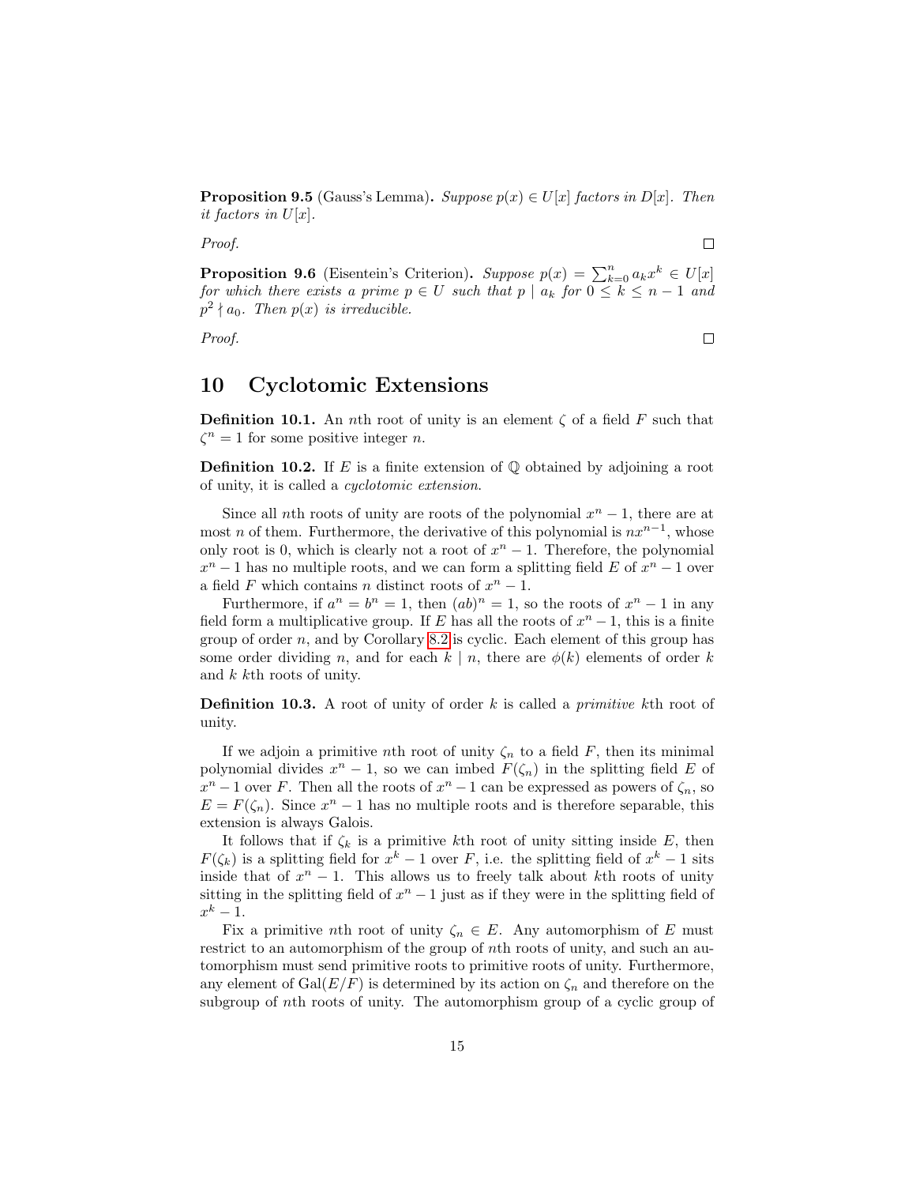**Proposition 9.5** (Gauss's Lemma)**.** *Suppose $p(x) \in U[x]$ factors in $D[x]$. Then it factors in $U[x]$.*

*Proof.* □

**Proposition 9.6** (Eisentein's Criterion)**.** *Suppose $p(x) = \sum_{k=0}^{n} a_k x^k \in U[x]$ for which there exists a prime $p \in U$ such that $p \mid a_k$ for $0 \leq k \leq n-1$ and $p^2 \nmid a_0$. Then $p(x)$ is irreducible.*

*Proof.* □

## 10 Cyclotomic Extensions

**Definition 10.1.** An $n$th root of unity is an element $\zeta$ of a field $F$ such that $\zeta^n = 1$ for some positive integer $n$.

**Definition 10.2.** If $E$ is a finite extension of $\mathbb{Q}$ obtained by adjoining a root of unity, it is called a *cyclotomic extension*.

Since all $n$th roots of unity are roots of the polynomial $x^n - 1$, there are at most $n$ of them. Furthermore, the derivative of this polynomial is $nx^{n-1}$, whose only root is 0, which is clearly not a root of $x^n - 1$. Therefore, the polynomial $x^n - 1$ has no multiple roots, and we can form a splitting field $E$ of $x^n - 1$ over a field $F$ which contains $n$ distinct roots of $x^n - 1$.

Furthermore, if $a^n = b^n = 1$, then $(ab)^n = 1$, so the roots of $x^n - 1$ in any field form a multiplicative group. If $E$ has all the roots of $x^n - 1$, this is a finite group of order $n$, and by Corollary 8.2 is cyclic. Each element of this group has some order dividing $n$, and for each $k \mid n$, there are $\phi(k)$ elements of order $k$ and $k$ $k$th roots of unity.

**Definition 10.3.** A root of unity of order $k$ is called a *primitive* $k$th root of unity.

If we adjoin a primitive $n$th root of unity $\zeta_n$ to a field $F$, then its minimal polynomial divides $x^n - 1$, so we can imbed $F(\zeta_n)$ in the splitting field $E$ of $x^n - 1$ over $F$. Then all the roots of $x^n - 1$ can be expressed as powers of $\zeta_n$, so $E = F(\zeta_n)$. Since $x^n - 1$ has no multiple roots and is therefore separable, this extension is always Galois.

It follows that if $\zeta_k$ is a primitive $k$th root of unity sitting inside $E$, then $F(\zeta_k)$ is a splitting field for $x^k - 1$ over $F$, i.e. the splitting field of $x^k - 1$ sits inside that of $x^n - 1$. This allows us to freely talk about $k$th roots of unity sitting in the splitting field of $x^n - 1$ just as if they were in the splitting field of $x^k - 1$.

Fix a primitive $n$th root of unity $\zeta_n \in E$. Any automorphism of $E$ must restrict to an automorphism of the group of $n$th roots of unity, and such an automorphism must send primitive roots to primitive roots of unity. Furthermore, any element of $\mathrm{Gal}(E/F)$ is determined by its action on $\zeta_n$ and therefore on the subgroup of $n$th roots of unity. The automorphism group of a cyclic group of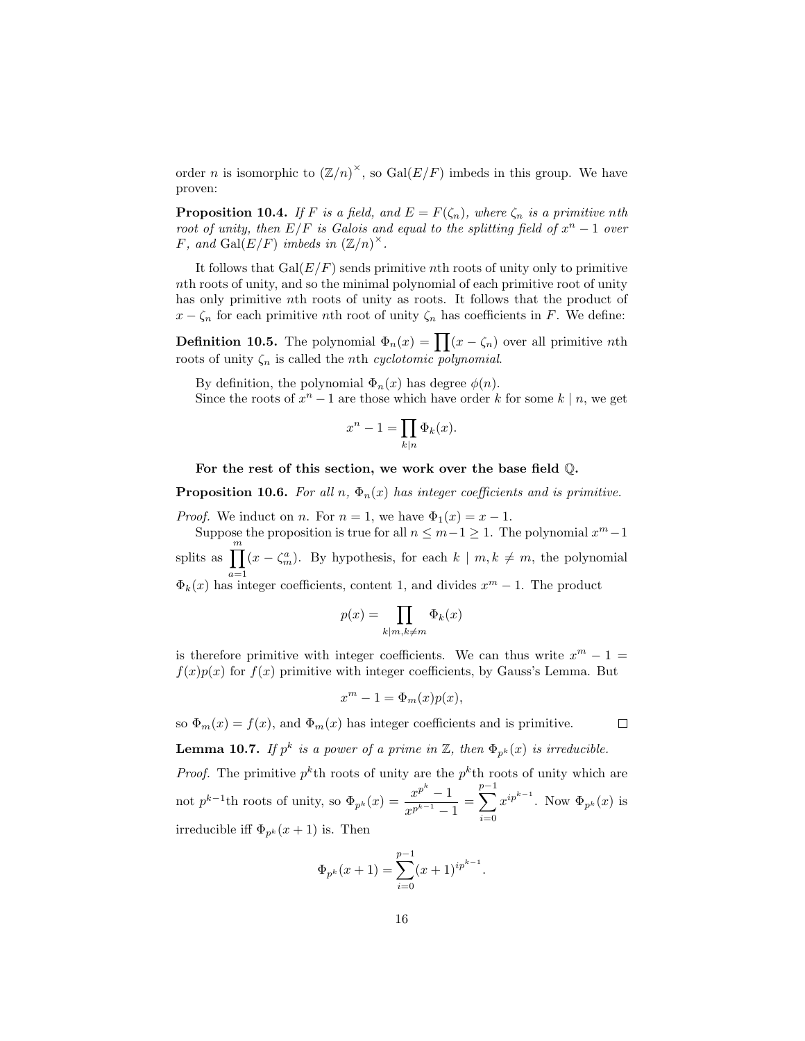order $n$ is isomorphic to $(\mathbb{Z}/n)^\times$, so $\mathrm{Gal}(E/F)$ imbeds in this group. We have proven:

**Proposition 10.4.** *If $F$ is a field, and $E = F(\zeta_n)$, where $\zeta_n$ is a primitive $n$th root of unity, then $E/F$ is Galois and equal to the splitting field of $x^n - 1$ over $F$, and $\mathrm{Gal}(E/F)$ imbeds in $(\mathbb{Z}/n)^\times$.*

It follows that $\mathrm{Gal}(E/F)$ sends primitive $n$th roots of unity only to primitive $n$th roots of unity, and so the minimal polynomial of each primitive root of unity has only primitive $n$th roots of unity as roots. It follows that the product of $x - \zeta_n$ for each primitive $n$th root of unity $\zeta_n$ has coefficients in $F$. We define:

**Definition 10.5.** The polynomial $\Phi_n(x) = \prod(x - \zeta_n)$ over all primitive $n$th roots of unity $\zeta_n$ is called the $n$th *cyclotomic polynomial*.

By definition, the polynomial $\Phi_n(x)$ has degree $\phi(n)$.

Since the roots of $x^n - 1$ are those which have order $k$ for some $k \mid n$, we get

$$x^n - 1 = \prod_{k \mid n} \Phi_k(x).$$

**For the rest of this section, we work over the base field $\mathbb{Q}$.**

**Proposition 10.6.** *For all $n$, $\Phi_n(x)$ has integer coefficients and is primitive.*

*Proof.* We induct on $n$. For $n = 1$, we have $\Phi_1(x) = x - 1$.

Suppose the proposition is true for all $n \leq m - 1 \geq 1$. The polynomial $x^m - 1$ splits as $\prod_{a=1}^{m}(x - \zeta_m^a)$. By hypothesis, for each $k \mid m, k \neq m$, the polynomial $\Phi_k(x)$ has integer coefficients, content 1, and divides $x^m - 1$. The product

$$p(x) = \prod_{k \mid m, k \neq m} \Phi_k(x)$$

is therefore primitive with integer coefficients. We can thus write $x^m - 1 = f(x)p(x)$ for $f(x)$ primitive with integer coefficients, by Gauss's Lemma. But

$$x^m - 1 = \Phi_m(x)p(x),$$

so $\Phi_m(x) = f(x)$, and $\Phi_m(x)$ has integer coefficients and is primitive. $\square$

**Lemma 10.7.** *If $p^k$ is a power of a prime in $\mathbb{Z}$, then $\Phi_{p^k}(x)$ is irreducible.*

*Proof.* The primitive $p^k$th roots of unity are the $p^k$th roots of unity which are not $p^{k-1}$th roots of unity, so $\Phi_{p^k}(x) = \dfrac{x^{p^k} - 1}{x^{p^{k-1}} - 1} = \sum_{i=0}^{p-1} x^{ip^{k-1}}$. Now $\Phi_{p^k}(x)$ is irreducible iff $\Phi_{p^k}(x+1)$ is. Then

$$\Phi_{p^k}(x+1) = \sum_{i=0}^{p-1}(x+1)^{ip^{k-1}}.$$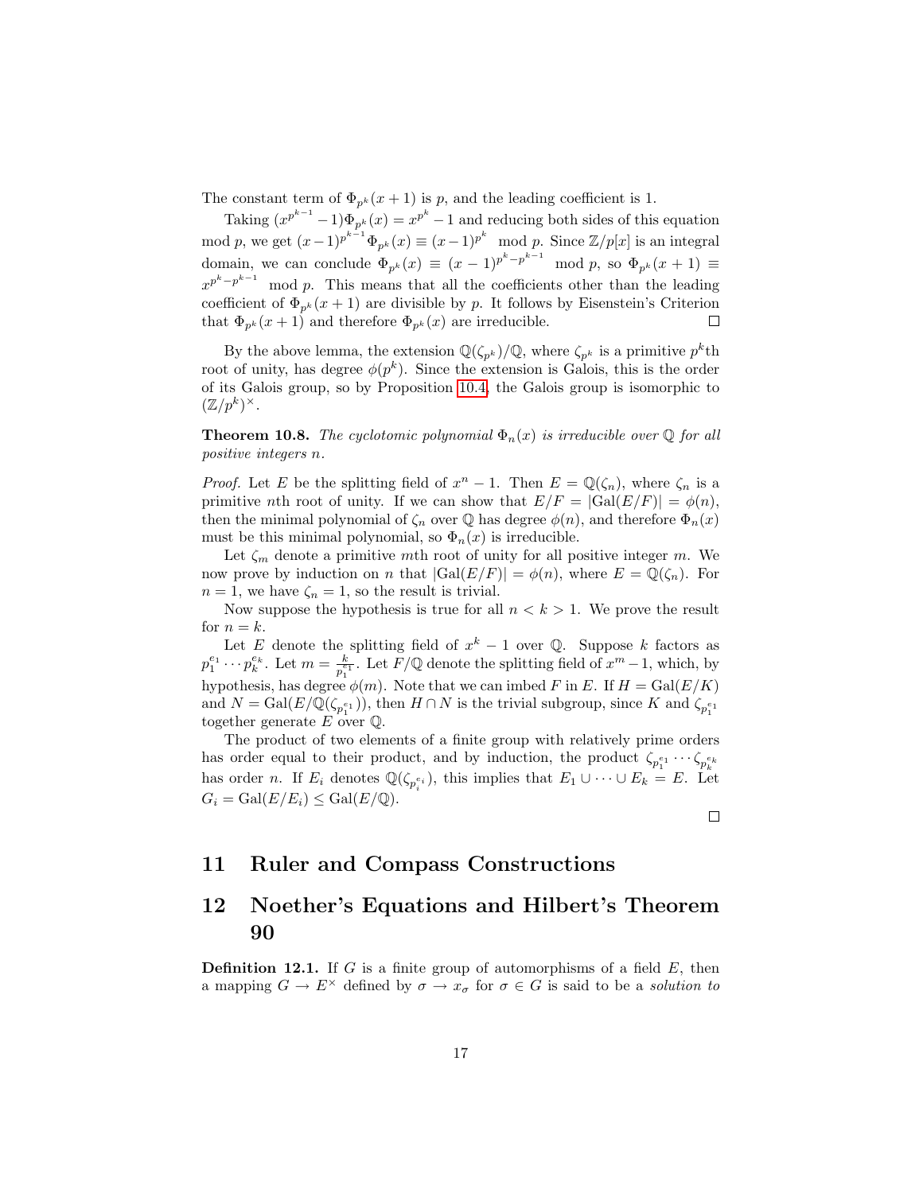The constant term of $\Phi_{p^k}(x+1)$ is $p$, and the leading coefficient is 1.

Taking $(x^{p^{k-1}}-1)\Phi_{p^k}(x) = x^{p^k}-1$ and reducing both sides of this equation mod $p$, we get $(x-1)^{p^{k-1}}\Phi_{p^k}(x) \equiv (x-1)^{p^k} \mod p$. Since $\mathbb{Z}/p[x]$ is an integral domain, we can conclude $\Phi_{p^k}(x) \equiv (x-1)^{p^k-p^{k-1}} \mod p$, so $\Phi_{p^k}(x+1) \equiv x^{p^k-p^{k-1}} \mod p$. This means that all the coefficients other than the leading coefficient of $\Phi_{p^k}(x+1)$ are divisible by $p$. It follows by Eisenstein's Criterion that $\Phi_{p^k}(x+1)$ and therefore $\Phi_{p^k}(x)$ are irreducible. □

By the above lemma, the extension $\mathbb{Q}(\zeta_{p^k})/\mathbb{Q}$, where $\zeta_{p^k}$ is a primitive $p^k$th root of unity, has degree $\phi(p^k)$. Since the extension is Galois, this is the order of its Galois group, so by Proposition 10.4, the Galois group is isomorphic to $(\mathbb{Z}/p^k)^\times$.

**Theorem 10.8.** *The cyclotomic polynomial $\Phi_n(x)$ is irreducible over $\mathbb{Q}$ for all positive integers $n$.*

*Proof.* Let $E$ be the splitting field of $x^n-1$. Then $E = \mathbb{Q}(\zeta_n)$, where $\zeta_n$ is a primitive $n$th root of unity. If we can show that $E/F = |\text{Gal}(E/F)| = \phi(n)$, then the minimal polynomial of $\zeta_n$ over $\mathbb{Q}$ has degree $\phi(n)$, and therefore $\Phi_n(x)$ must be this minimal polynomial, so $\Phi_n(x)$ is irreducible.

Let $\zeta_m$ denote a primitive $m$th root of unity for all positive integer $m$. We now prove by induction on $n$ that $|\text{Gal}(E/F)| = \phi(n)$, where $E = \mathbb{Q}(\zeta_n)$. For $n = 1$, we have $\zeta_n = 1$, so the result is trivial.

Now suppose the hypothesis is true for all $n < k > 1$. We prove the result for $n = k$.

Let $E$ denote the splitting field of $x^k - 1$ over $\mathbb{Q}$. Suppose $k$ factors as $p_1^{e_1}\cdots p_k^{e_k}$. Let $m = \frac{k}{p_1^{e_1}}$. Let $F/\mathbb{Q}$ denote the splitting field of $x^m-1$, which, by hypothesis, has degree $\phi(m)$. Note that we can imbed $F$ in $E$. If $H = \text{Gal}(E/K)$ and $N = \text{Gal}(E/\mathbb{Q}(\zeta_{p_1^{e_1}}))$, then $H \cap N$ is the trivial subgroup, since $K$ and $\zeta_{p_1^{e_1}}$ together generate $E$ over $\mathbb{Q}$.

The product of two elements of a finite group with relatively prime orders has order equal to their product, and by induction, the product $\zeta_{p_1^{e_1}}\cdots\zeta_{p_k^{e_k}}$ has order $n$. If $E_i$ denotes $\mathbb{Q}(\zeta_{p_i^{e_i}})$, this implies that $E_1 \cup \cdots \cup E_k = E$. Let $G_i = \text{Gal}(E/E_i) \leq \text{Gal}(E/\mathbb{Q})$.

□

## 11 Ruler and Compass Constructions

## 12 Noether's Equations and Hilbert's Theorem 90

**Definition 12.1.** If $G$ is a finite group of automorphisms of a field $E$, then a mapping $G \to E^\times$ defined by $\sigma \to x_\sigma$ for $\sigma \in G$ is said to be a *solution to*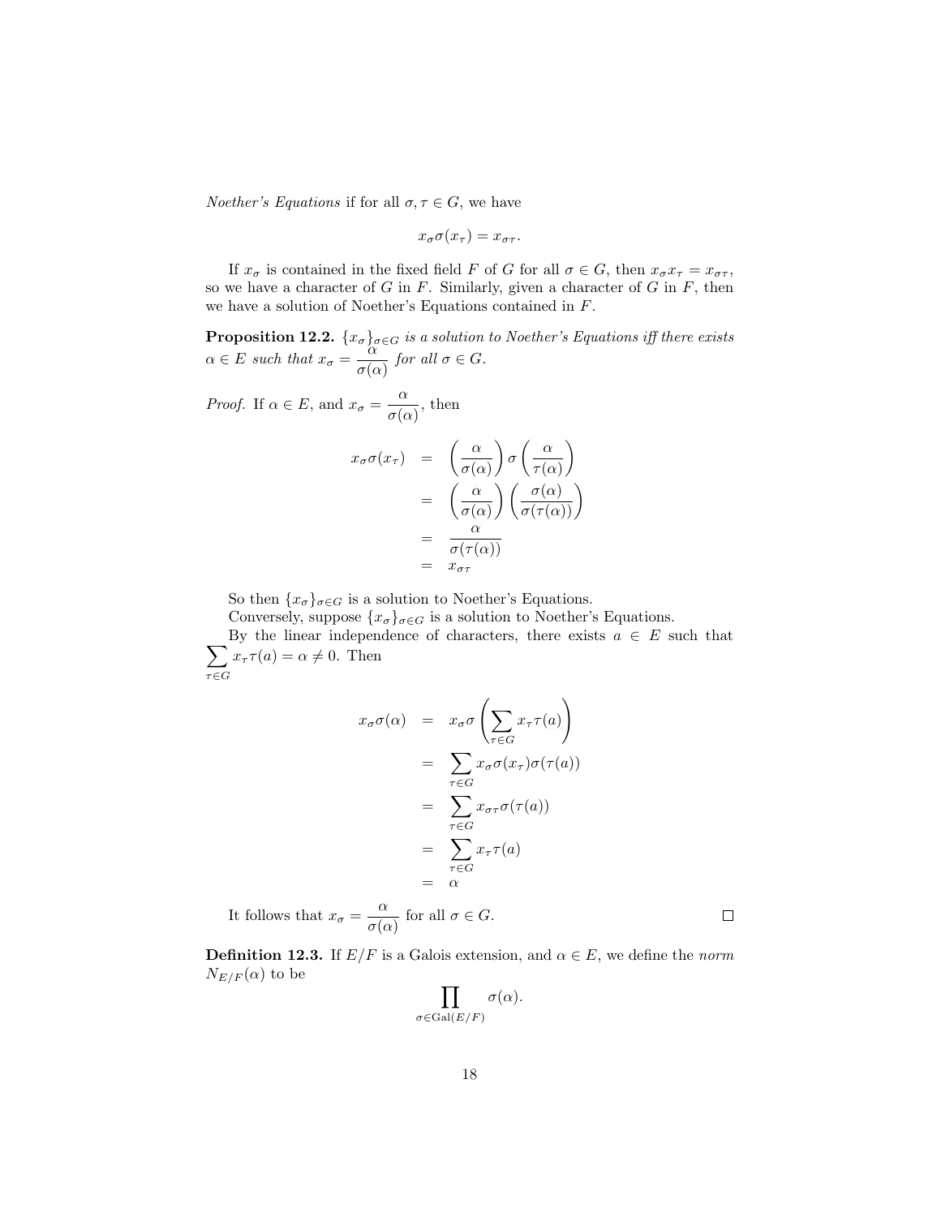*Noether's Equations* if for all $\sigma, \tau \in G$, we have

$$x_\sigma \sigma(x_\tau) = x_{\sigma\tau}.$$

If $x_\sigma$ is contained in the fixed field $F$ of $G$ for all $\sigma \in G$, then $x_\sigma x_\tau = x_{\sigma\tau}$, so we have a character of $G$ in $F$. Similarly, given a character of $G$ in $F$, then we have a solution of Noether's Equations contained in $F$.

**Proposition 12.2.** *$\{x_\sigma\}_{\sigma \in G}$ is a solution to Noether's Equations iff there exists $\alpha \in E$ such that $x_\sigma = \dfrac{\alpha}{\sigma(\alpha)}$ for all $\sigma \in G$.*

*Proof.* If $\alpha \in E$, and $x_\sigma = \dfrac{\alpha}{\sigma(\alpha)}$, then

$$\begin{aligned}
x_\sigma \sigma(x_\tau) &= \left(\frac{\alpha}{\sigma(\alpha)}\right) \sigma\left(\frac{\alpha}{\tau(\alpha)}\right) \\
&= \left(\frac{\alpha}{\sigma(\alpha)}\right)\left(\frac{\sigma(\alpha)}{\sigma(\tau(\alpha))}\right) \\
&= \frac{\alpha}{\sigma(\tau(\alpha))} \\
&= x_{\sigma\tau}
\end{aligned}$$

So then $\{x_\sigma\}_{\sigma \in G}$ is a solution to Noether's Equations.

Conversely, suppose $\{x_\sigma\}_{\sigma \in G}$ is a solution to Noether's Equations.

By the linear independence of characters, there exists $a \in E$ such that $\sum_{\tau \in G} x_\tau \tau(a) = \alpha \neq 0$. Then

$$\begin{aligned}
x_\sigma \sigma(\alpha) &= x_\sigma \sigma\left(\sum_{\tau \in G} x_\tau \tau(a)\right) \\
&= \sum_{\tau \in G} x_\sigma \sigma(x_\tau)\sigma(\tau(a)) \\
&= \sum_{\tau \in G} x_{\sigma\tau}\sigma(\tau(a)) \\
&= \sum_{\tau \in G} x_\tau \tau(a) \\
&= \alpha
\end{aligned}$$

It follows that $x_\sigma = \dfrac{\alpha}{\sigma(\alpha)}$ for all $\sigma \in G$. ∎

**Definition 12.3.** If $E/F$ is a Galois extension, and $\alpha \in E$, we define the *norm* $N_{E/F}(\alpha)$ to be

$$\prod_{\sigma \in \mathrm{Gal}(E/F)} \sigma(\alpha).$$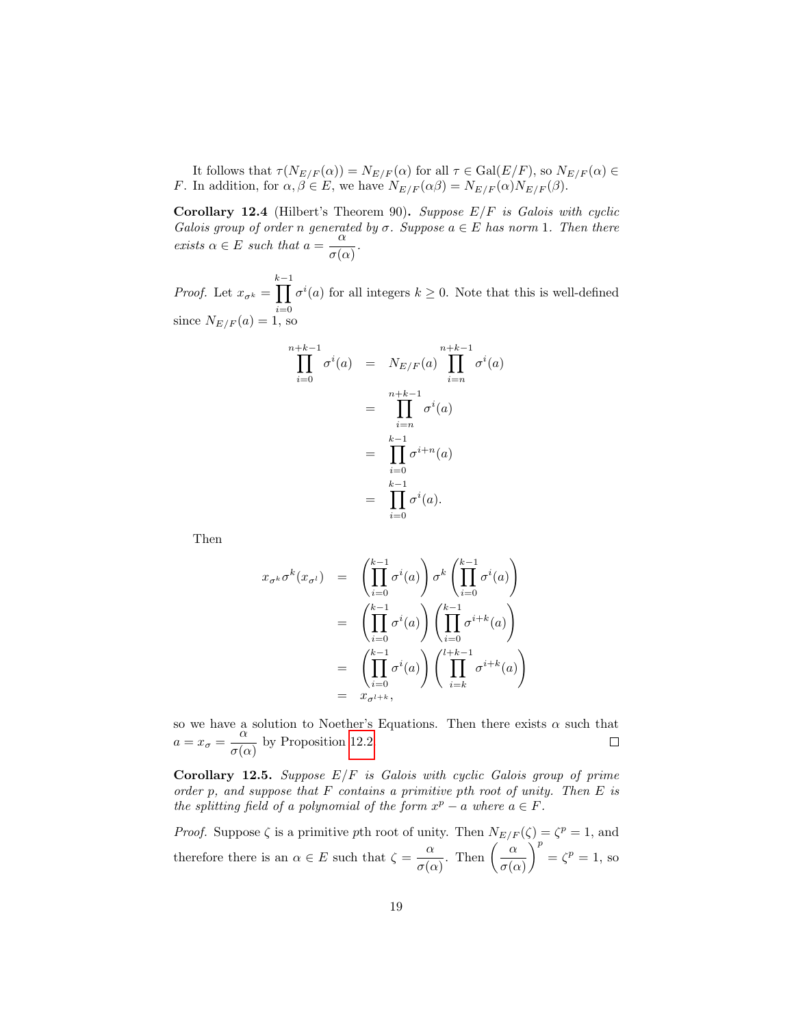It follows that $\tau(N_{E/F}(\alpha)) = N_{E/F}(\alpha)$ for all $\tau \in \mathrm{Gal}(E/F)$, so $N_{E/F}(\alpha) \in F$. In addition, for $\alpha, \beta \in E$, we have $N_{E/F}(\alpha\beta) = N_{E/F}(\alpha)N_{E/F}(\beta)$.

**Corollary 12.4** (Hilbert's Theorem 90)**.** *Suppose $E/F$ is Galois with cyclic Galois group of order $n$ generated by $\sigma$. Suppose $a \in E$ has norm 1. Then there exists $\alpha \in E$ such that $a = \dfrac{\alpha}{\sigma(\alpha)}$.*

*Proof.* Let $x_{\sigma^k} = \prod_{i=0}^{k-1} \sigma^i(a)$ for all integers $k \geq 0$. Note that this is well-defined since $N_{E/F}(a) = 1$, so

$$
\begin{aligned}
\prod_{i=0}^{n+k-1} \sigma^i(a) &= N_{E/F}(a) \prod_{i=n}^{n+k-1} \sigma^i(a) \\
&= \prod_{i=n}^{n+k-1} \sigma^i(a) \\
&= \prod_{i=0}^{k-1} \sigma^{i+n}(a) \\
&= \prod_{i=0}^{k-1} \sigma^i(a).
\end{aligned}
$$

Then

$$
\begin{aligned}
x_{\sigma^k}\sigma^k(x_{\sigma^l}) &= \left(\prod_{i=0}^{k-1} \sigma^i(a)\right) \sigma^k \left(\prod_{i=0}^{k-1} \sigma^i(a)\right) \\
&= \left(\prod_{i=0}^{k-1} \sigma^i(a)\right) \left(\prod_{i=0}^{k-1} \sigma^{i+k}(a)\right) \\
&= \left(\prod_{i=0}^{k-1} \sigma^i(a)\right) \left(\prod_{i=k}^{l+k-1} \sigma^{i+k}(a)\right) \\
&= x_{\sigma^{l+k}},
\end{aligned}
$$

so we have a solution to Noether's Equations. Then there exists $\alpha$ such that $a = x_\sigma = \dfrac{\alpha}{\sigma(\alpha)}$ by Proposition 12.2. □

**Corollary 12.5.** *Suppose $E/F$ is Galois with cyclic Galois group of prime order $p$, and suppose that $F$ contains a primitive $p$th root of unity. Then $E$ is the splitting field of a polynomial of the form $x^p - a$ where $a \in F$.*

*Proof.* Suppose $\zeta$ is a primitive $p$th root of unity. Then $N_{E/F}(\zeta) = \zeta^p = 1$, and therefore there is an $\alpha \in E$ such that $\zeta = \dfrac{\alpha}{\sigma(\alpha)}$. Then $\left(\dfrac{\alpha}{\sigma(\alpha)}\right)^p = \zeta^p = 1$, so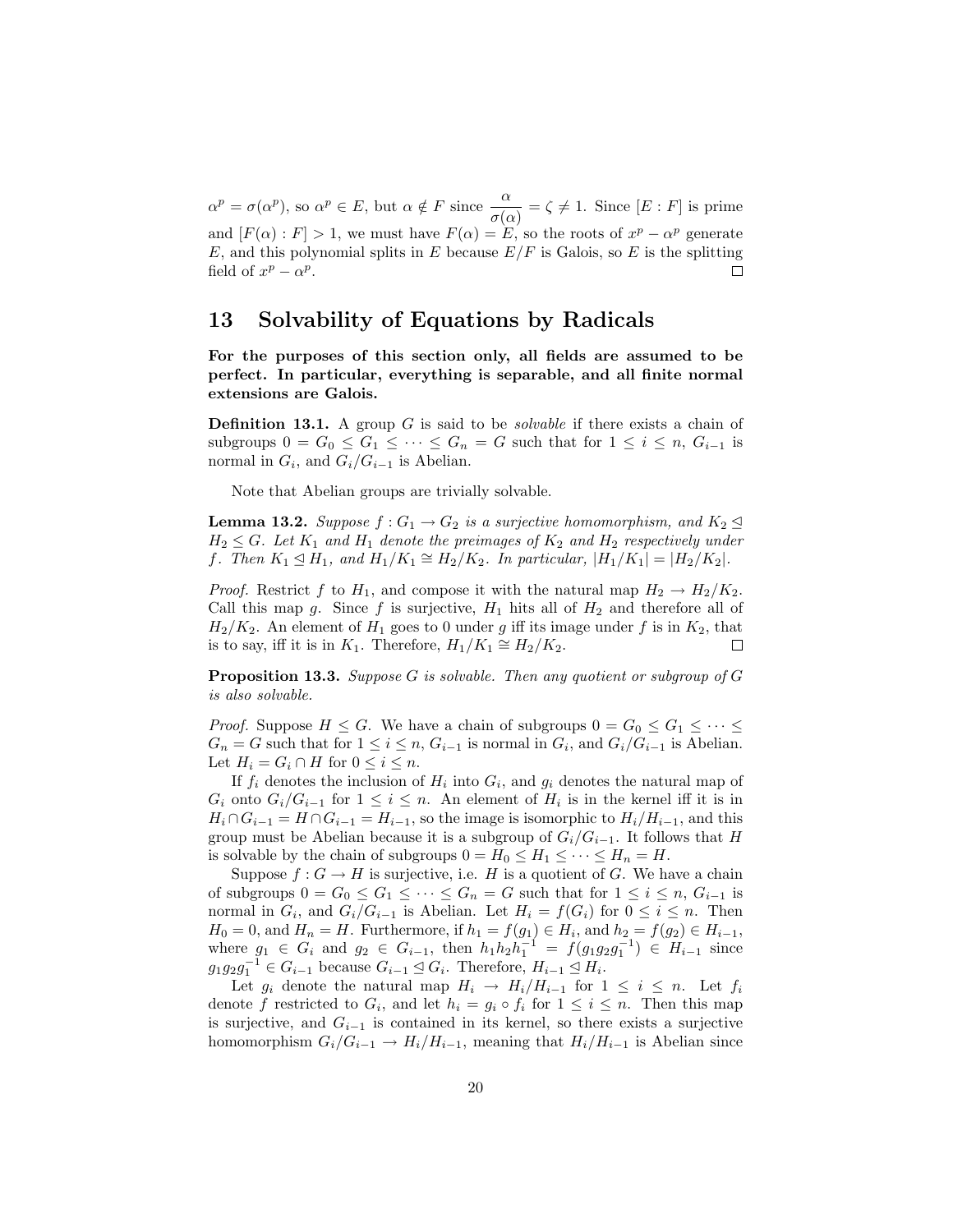$\alpha^p = \sigma(\alpha^p)$, so $\alpha^p \in E$, but $\alpha \notin F$ since $\dfrac{\alpha}{\sigma(\alpha)} = \zeta \neq 1$. Since $[E : F]$ is prime and $[F(\alpha) : F] > 1$, we must have $F(\alpha) = E$, so the roots of $x^p - \alpha^p$ generate $E$, and this polynomial splits in $E$ because $E/F$ is Galois, so $E$ is the splitting field of $x^p - \alpha^p$. □

## 13 Solvability of Equations by Radicals

**For the purposes of this section only, all fields are assumed to be perfect. In particular, everything is separable, and all finite normal extensions are Galois.**

**Definition 13.1.** A group $G$ is said to be *solvable* if there exists a chain of subgroups $0 = G_0 \leq G_1 \leq \cdots \leq G_n = G$ such that for $1 \leq i \leq n$, $G_{i-1}$ is normal in $G_i$, and $G_i/G_{i-1}$ is Abelian.

Note that Abelian groups are trivially solvable.

**Lemma 13.2.** *Suppose $f : G_1 \to G_2$ is a surjective homomorphism, and $K_2 \trianglelefteq H_2 \leq G$. Let $K_1$ and $H_1$ denote the preimages of $K_2$ and $H_2$ respectively under $f$. Then $K_1 \trianglelefteq H_1$, and $H_1/K_1 \cong H_2/K_2$. In particular, $|H_1/K_1| = |H_2/K_2|$.*

*Proof.* Restrict $f$ to $H_1$, and compose it with the natural map $H_2 \to H_2/K_2$. Call this map $g$. Since $f$ is surjective, $H_1$ hits all of $H_2$ and therefore all of $H_2/K_2$. An element of $H_1$ goes to 0 under $g$ iff its image under $f$ is in $K_2$, that is to say, iff it is in $K_1$. Therefore, $H_1/K_1 \cong H_2/K_2$. □

**Proposition 13.3.** *Suppose $G$ is solvable. Then any quotient or subgroup of $G$ is also solvable.*

*Proof.* Suppose $H \leq G$. We have a chain of subgroups $0 = G_0 \leq G_1 \leq \cdots \leq G_n = G$ such that for $1 \leq i \leq n$, $G_{i-1}$ is normal in $G_i$, and $G_i/G_{i-1}$ is Abelian. Let $H_i = G_i \cap H$ for $0 \leq i \leq n$.

If $f_i$ denotes the inclusion of $H_i$ into $G_i$, and $g_i$ denotes the natural map of $G_i$ onto $G_i/G_{i-1}$ for $1 \leq i \leq n$. An element of $H_i$ is in the kernel iff it is in $H_i \cap G_{i-1} = H \cap G_{i-1} = H_{i-1}$, so the image is isomorphic to $H_i/H_{i-1}$, and this group must be Abelian because it is a subgroup of $G_i/G_{i-1}$. It follows that $H$ is solvable by the chain of subgroups $0 = H_0 \leq H_1 \leq \cdots \leq H_n = H$.

Suppose $f : G \to H$ is surjective, i.e. $H$ is a quotient of $G$. We have a chain of subgroups $0 = G_0 \leq G_1 \leq \cdots \leq G_n = G$ such that for $1 \leq i \leq n$, $G_{i-1}$ is normal in $G_i$, and $G_i/G_{i-1}$ is Abelian. Let $H_i = f(G_i)$ for $0 \leq i \leq n$. Then $H_0 = 0$, and $H_n = H$. Furthermore, if $h_1 = f(g_1) \in H_i$, and $h_2 = f(g_2) \in H_{i-1}$, where $g_1 \in G_i$ and $g_2 \in G_{i-1}$, then $h_1 h_2 h_1^{-1} = f(g_1 g_2 g_1^{-1}) \in H_{i-1}$ since $g_1 g_2 g_1^{-1} \in G_{i-1}$ because $G_{i-1} \trianglelefteq G_i$. Therefore, $H_{i-1} \trianglelefteq H_i$.

Let $g_i$ denote the natural map $H_i \to H_i/H_{i-1}$ for $1 \leq i \leq n$. Let $f_i$ denote $f$ restricted to $G_i$, and let $h_i = g_i \circ f_i$ for $1 \leq i \leq n$. Then this map is surjective, and $G_{i-1}$ is contained in its kernel, so there exists a surjective homomorphism $G_i/G_{i-1} \to H_i/H_{i-1}$, meaning that $H_i/H_{i-1}$ is Abelian since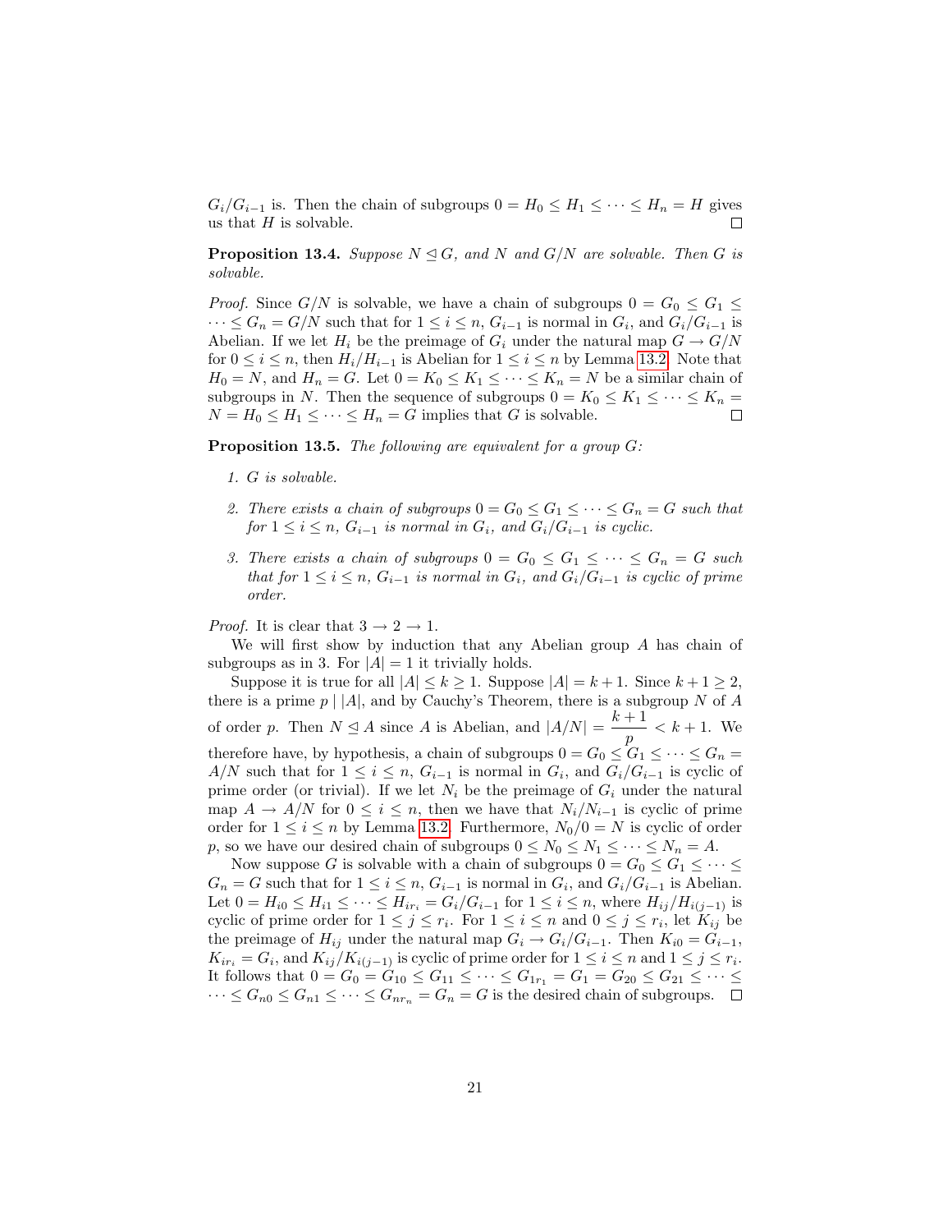$G_i/G_{i-1}$ is. Then the chain of subgroups $0 = H_0 \leq H_1 \leq \cdots \leq H_n = H$ gives us that $H$ is solvable. □

**Proposition 13.4.** *Suppose $N \trianglelefteq G$, and $N$ and $G/N$ are solvable. Then $G$ is solvable.*

*Proof.* Since $G/N$ is solvable, we have a chain of subgroups $0 = G_0 \leq G_1 \leq \cdots \leq G_n = G/N$ such that for $1 \leq i \leq n$, $G_{i-1}$ is normal in $G_i$, and $G_i/G_{i-1}$ is Abelian. If we let $H_i$ be the preimage of $G_i$ under the natural map $G \to G/N$ for $0 \leq i \leq n$, then $H_i/H_{i-1}$ is Abelian for $1 \leq i \leq n$ by Lemma 13.2. Note that $H_0 = N$, and $H_n = G$. Let $0 = K_0 \leq K_1 \leq \cdots \leq K_n = N$ be a similar chain of subgroups in $N$. Then the sequence of subgroups $0 = K_0 \leq K_1 \leq \cdots \leq K_n = N = H_0 \leq H_1 \leq \cdots \leq H_n = G$ implies that $G$ is solvable. □

**Proposition 13.5.** *The following are equivalent for a group $G$:*

1. *$G$ is solvable.*
2. *There exists a chain of subgroups $0 = G_0 \leq G_1 \leq \cdots \leq G_n = G$ such that for $1 \leq i \leq n$, $G_{i-1}$ is normal in $G_i$, and $G_i/G_{i-1}$ is cyclic.*
3. *There exists a chain of subgroups $0 = G_0 \leq G_1 \leq \cdots \leq G_n = G$ such that for $1 \leq i \leq n$, $G_{i-1}$ is normal in $G_i$, and $G_i/G_{i-1}$ is cyclic of prime order.*

*Proof.* It is clear that $3 \to 2 \to 1$.

We will first show by induction that any Abelian group $A$ has chain of subgroups as in 3. For $|A| = 1$ it trivially holds.

Suppose it is true for all $|A| \leq k \geq 1$. Suppose $|A| = k+1$. Since $k+1 \geq 2$, there is a prime $p \mid |A|$, and by Cauchy's Theorem, there is a subgroup $N$ of $A$ of order $p$. Then $N \trianglelefteq A$ since $A$ is Abelian, and $|A/N| = \dfrac{k+1}{p} < k+1$. We therefore have, by hypothesis, a chain of subgroups $0 = G_0 \leq G_1 \leq \cdots \leq G_n = A/N$ such that for $1 \leq i \leq n$, $G_{i-1}$ is normal in $G_i$, and $G_i/G_{i-1}$ is cyclic of prime order (or trivial). If we let $N_i$ be the preimage of $G_i$ under the natural map $A \to A/N$ for $0 \leq i \leq n$, then we have that $N_i/N_{i-1}$ is cyclic of prime order for $1 \leq i \leq n$ by Lemma 13.2. Furthermore, $N_0/0 = N$ is cyclic of order $p$, so we have our desired chain of subgroups $0 \leq N_0 \leq N_1 \leq \cdots \leq N_n = A$.

Now suppose $G$ is solvable with a chain of subgroups $0 = G_0 \leq G_1 \leq \cdots \leq G_n = G$ such that for $1 \leq i \leq n$, $G_{i-1}$ is normal in $G_i$, and $G_i/G_{i-1}$ is Abelian. Let $0 = H_{i0} \leq H_{i1} \leq \cdots \leq H_{ir_i} = G_i/G_{i-1}$ for $1 \leq i \leq n$, where $H_{ij}/H_{i(j-1)}$ is cyclic of prime order for $1 \leq j \leq r_i$. For $1 \leq i \leq n$ and $0 \leq j \leq r_i$, let $K_{ij}$ be the preimage of $H_{ij}$ under the natural map $G_i \to G_i/G_{i-1}$. Then $K_{i0} = G_{i-1}$, $K_{ir_i} = G_i$, and $K_{ij}/K_{i(j-1)}$ is cyclic of prime order for $1 \leq i \leq n$ and $1 \leq j \leq r_i$. It follows that $0 = G_0 = G_{10} \leq G_{11} \leq \cdots \leq G_{1r_1} = G_1 = G_{20} \leq G_{21} \leq \cdots \leq \cdots \leq G_{n0} \leq G_{n1} \leq \cdots \leq G_{nr_n} = G_n = G$ is the desired chain of subgroups. □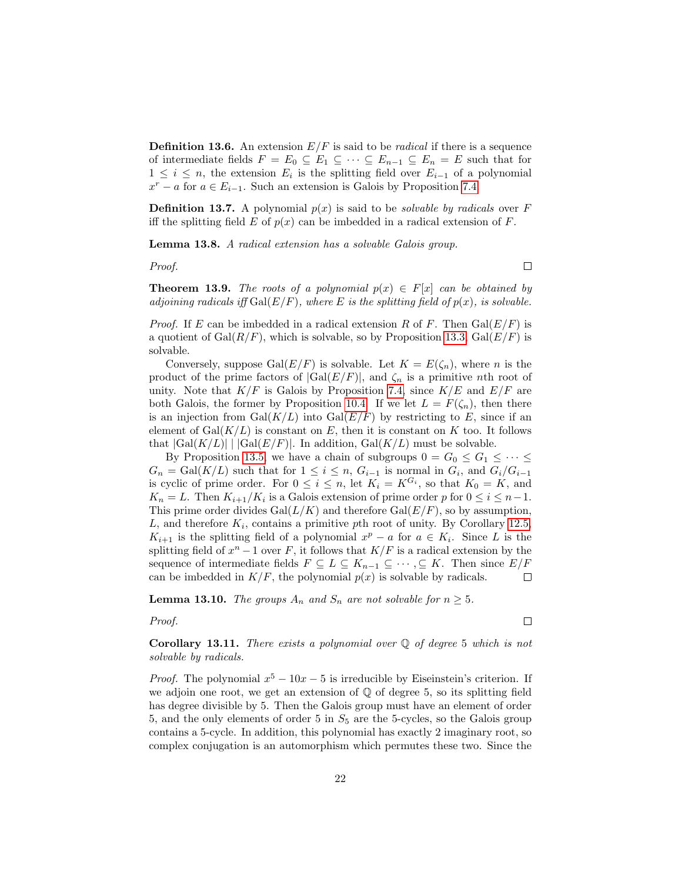**Definition 13.6.** An extension $E/F$ is said to be *radical* if there is a sequence of intermediate fields $F = E_0 \subseteq E_1 \subseteq \cdots \subseteq E_{n-1} \subseteq E_n = E$ such that for $1 \leq i \leq n$, the extension $E_i$ is the splitting field over $E_{i-1}$ of a polynomial $x^r - a$ for $a \in E_{i-1}$. Such an extension is Galois by Proposition 7.4.

**Definition 13.7.** A polynomial $p(x)$ is said to be *solvable by radicals* over $F$ iff the splitting field $E$ of $p(x)$ can be imbedded in a radical extension of $F$.

**Lemma 13.8.** *A radical extension has a solvable Galois group.*

*Proof.* □

**Theorem 13.9.** *The roots of a polynomial $p(x) \in F[x]$ can be obtained by adjoining radicals iff $\mathrm{Gal}(E/F)$, where $E$ is the splitting field of $p(x)$, is solvable.*

*Proof.* If $E$ can be imbedded in a radical extension $R$ of $F$. Then $\mathrm{Gal}(E/F)$ is a quotient of $\mathrm{Gal}(R/F)$, which is solvable, so by Proposition 13.3, $\mathrm{Gal}(E/F)$ is solvable.

Conversely, suppose $\mathrm{Gal}(E/F)$ is solvable. Let $K = E(\zeta_n)$, where $n$ is the product of the prime factors of $|\mathrm{Gal}(E/F)|$, and $\zeta_n$ is a primitive $n$th root of unity. Note that $K/F$ is Galois by Proposition 7.4, since $K/E$ and $E/F$ are both Galois, the former by Proposition 10.4. If we let $L = F(\zeta_n)$, then there is an injection from $\mathrm{Gal}(K/L)$ into $\mathrm{Gal}(E/F)$ by restricting to $E$, since if an element of $\mathrm{Gal}(K/L)$ is constant on $E$, then it is constant on $K$ too. It follows that $|\mathrm{Gal}(K/L)| \mid |\mathrm{Gal}(E/F)|$. In addition, $\mathrm{Gal}(K/L)$ must be solvable.

By Proposition 13.5, we have a chain of subgroups $0 = G_0 \leq G_1 \leq \cdots \leq G_n = \mathrm{Gal}(K/L)$ such that for $1 \leq i \leq n$, $G_{i-1}$ is normal in $G_i$, and $G_i/G_{i-1}$ is cyclic of prime order. For $0 \leq i \leq n$, let $K_i = K^{G_i}$, so that $K_0 = K$, and $K_n = L$. Then $K_{i+1}/K_i$ is a Galois extension of prime order $p$ for $0 \leq i \leq n-1$. This prime order divides $\mathrm{Gal}(L/K)$ and therefore $\mathrm{Gal}(E/F)$, so by assumption, $L$, and therefore $K_i$, contains a primitive $p$th root of unity. By Corollary 12.5, $K_{i+1}$ is the splitting field of a polynomial $x^p - a$ for $a \in K_i$. Since $L$ is the splitting field of $x^n - 1$ over $F$, it follows that $K/F$ is a radical extension by the sequence of intermediate fields $F \subseteq L \subseteq K_{n-1} \subseteq \cdots, \subseteq K$. Then since $E/F$ can be imbedded in $K/F$, the polynomial $p(x)$ is solvable by radicals. □

**Lemma 13.10.** *The groups $A_n$ and $S_n$ are not solvable for $n \geq 5$.*

*Proof.* □

**Corollary 13.11.** *There exists a polynomial over $\mathbb{Q}$ of degree 5 which is not solvable by radicals.*

*Proof.* The polynomial $x^5 - 10x - 5$ is irreducible by Eiseinstein's criterion. If we adjoin one root, we get an extension of $\mathbb{Q}$ of degree 5, so its splitting field has degree divisible by 5. Then the Galois group must have an element of order 5, and the only elements of order 5 in $S_5$ are the 5-cycles, so the Galois group contains a 5-cycle. In addition, this polynomial has exactly 2 imaginary root, so complex conjugation is an automorphism which permutes these two. Since the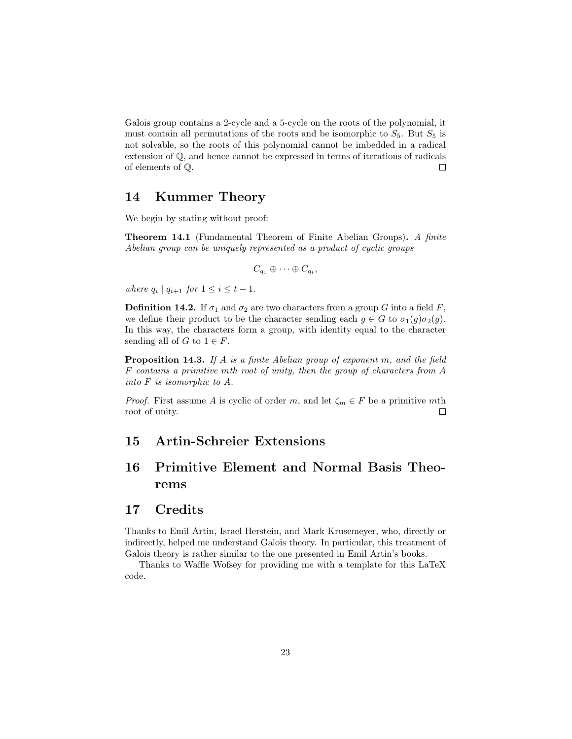Galois group contains a 2-cycle and a 5-cycle on the roots of the polynomial, it must contain all permutations of the roots and be isomorphic to $S_5$. But $S_5$ is not solvable, so the roots of this polynomial cannot be imbedded in a radical extension of $\mathbb{Q}$, and hence cannot be expressed in terms of iterations of radicals of elements of $\mathbb{Q}$. □

## 14 Kummer Theory

We begin by stating without proof:

**Theorem 14.1** (Fundamental Theorem of Finite Abelian Groups)**.** *A finite Abelian group can be uniquely represented as a product of cyclic groups*

$$C_{q_1} \oplus \cdots \oplus C_{q_t},$$

*where $q_i \mid q_{i+1}$ for $1 \leq i \leq t-1$.*

**Definition 14.2.** If $\sigma_1$ and $\sigma_2$ are two characters from a group $G$ into a field $F$, we define their product to be the character sending each $g \in G$ to $\sigma_1(g)\sigma_2(g)$. In this way, the characters form a group, with identity equal to the character sending all of $G$ to $1 \in F$.

**Proposition 14.3.** *If $A$ is a finite Abelian group of exponent $m$, and the field $F$ contains a primitive $m$th root of unity, then the group of characters from $A$ into $F$ is isomorphic to $A$.*

*Proof.* First assume $A$ is cyclic of order $m$, and let $\zeta_m \in F$ be a primitive $m$th root of unity. □

## 15 Artin-Schreier Extensions

## 16 Primitive Element and Normal Basis Theorems

## 17 Credits

Thanks to Emil Artin, Israel Herstein, and Mark Krusemeyer, who, directly or indirectly, helped me understand Galois theory. In particular, this treatment of Galois theory is rather similar to the one presented in Emil Artin's books.

Thanks to Waffle Wofsey for providing me with a template for this LaTeX code.